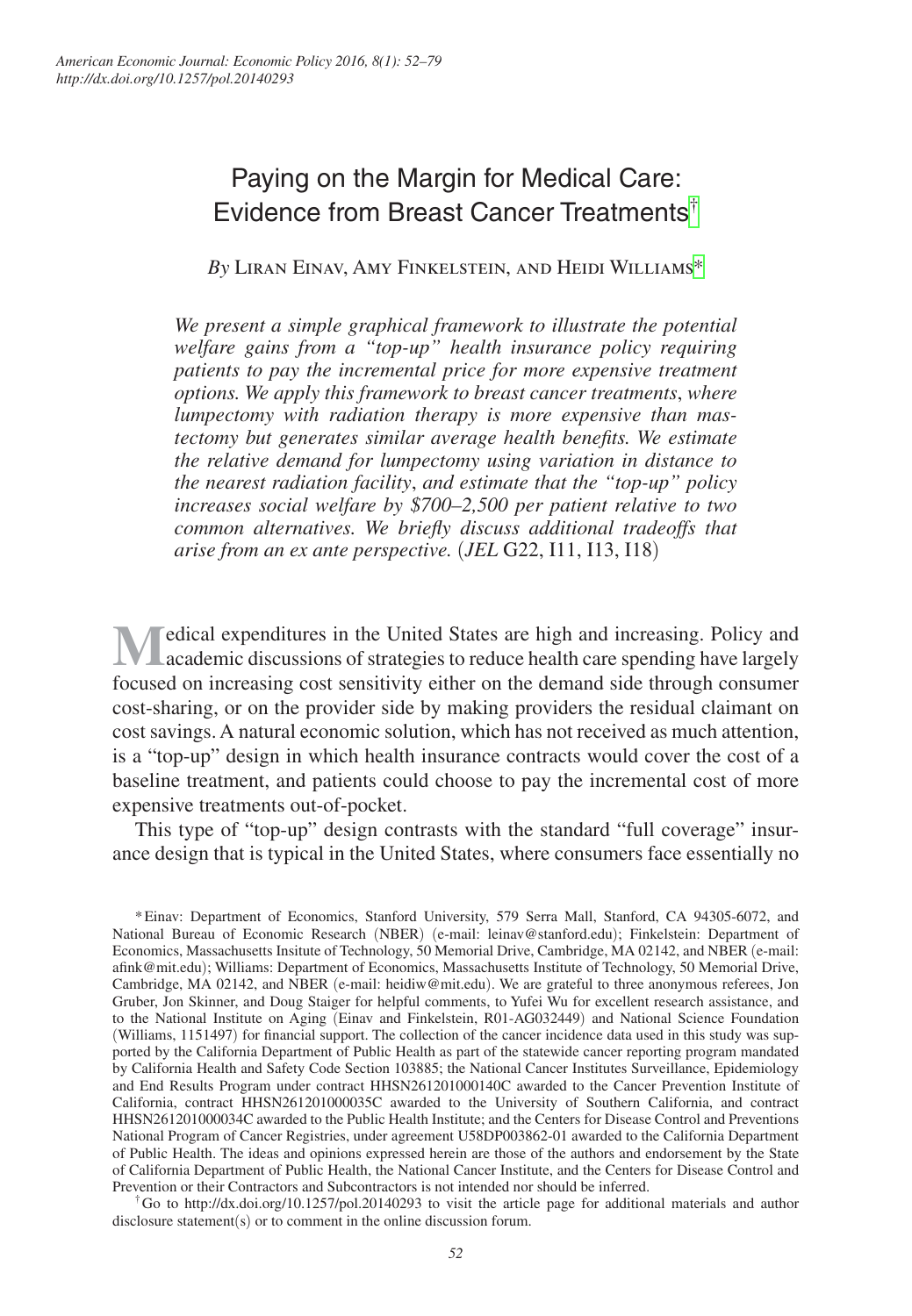# Paying on the Margin for Medical Care: Evidence from Breast Cancer Treatments[†]

*By* Liran Einav, Amy Finkelstein, and Heidi Williams[*]

*We present a simple graphical framework to illustrate the potential welfare gains from a "top-up" health insurance policy requiring patients to pay the incremental price for more expensive treatment options. We apply this framework to breast cancer treatments, where lumpectomy with radiation therapy is more expensive than mastectomy but generates similar average health benefits. We estimate the relative demand for lumpectomy using variation in distance to the nearest radiation facility, and estimate that the "top-up" policy increases social welfare by $700–2,500 per patient relative to two common alternatives. We briefly discuss additional tradeoffs that arise from an ex ante perspective.* (*JEL* G22, I11, I13, I18)

Medical expenditures in the United States are high and increasing. Policy and academic discussions of strategies to reduce health care spending have largely focused on increasing cost sensitivity either on the demand side through consumer cost-sharing, or on the provider side by making providers the residual claimant on cost savings. A natural economic solution, which has not received as much attention, is a "top-up" design in which health insurance contracts would cover the cost of a baseline treatment, and patients could choose to pay the incremental cost of more expensive treatments out-of-pocket.

This type of "top-up" design contrasts with the standard "full coverage" insurance design that is typical in the United States, where consumers face essentially no

[*] Einav: Department of Economics, Stanford University, 579 Serra Mall, Stanford, CA 94305-6072, and National Bureau of Economic Research (NBER) (e-mail: leinav@stanford.edu); Finkelstein: Department of Economics, Massachusetts Insitute of Technology, 50 Memorial Drive, Cambridge, MA 02142, and NBER (e-mail: afink@mit.edu); Williams: Department of Economics, Massachusetts Institute of Technology, 50 Memorial Drive, Cambridge, MA 02142, and NBER (e-mail: heidiw@mit.edu). We are grateful to three anonymous referees, Jon Gruber, Jon Skinner, and Doug Staiger for helpful comments, to Yufei Wu for excellent research assistance, and to the National Institute on Aging (Einav and Finkelstein, R01-AG032449) and National Science Foundation (Williams, 1151497) for financial support. The collection of the cancer incidence data used in this study was supported by the California Department of Public Health as part of the statewide cancer reporting program mandated by California Health and Safety Code Section 103885; the National Cancer Institutes Surveillance, Epidemiology and End Results Program under contract HHSN261201000140C awarded to the Cancer Prevention Institute of California, contract HHSN261201000035C awarded to the University of Southern California, and contract HHSN261201000034C awarded to the Public Health Institute; and the Centers for Disease Control and Preventions National Program of Cancer Registries, under agreement U58DP003862-01 awarded to the California Department of Public Health. The ideas and opinions expressed herein are those of the authors and endorsement by the State of California Department of Public Health, the National Cancer Institute, and the Centers for Disease Control and Prevention or their Contractors and Subcontractors is not intended nor should be inferred.

[†] Go to http://dx.doi.org/10.1257/pol.20140293 to visit the article page for additional materials and author disclosure statement(s) or to comment in the online discussion forum.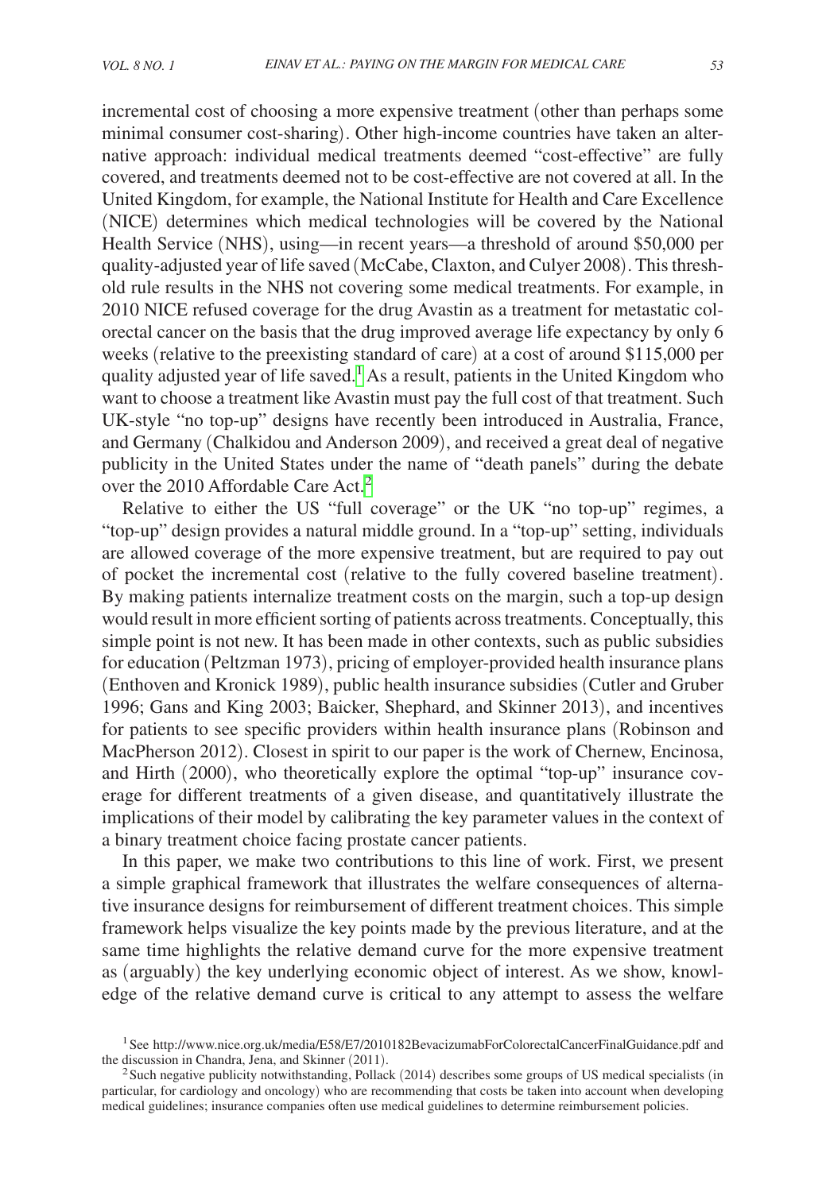incremental cost of choosing a more expensive treatment (other than perhaps some minimal consumer cost-sharing). Other high-income countries have taken an alternative approach: individual medical treatments deemed "cost-effective" are fully covered, and treatments deemed not to be cost-effective are not covered at all. In the United Kingdom, for example, the National Institute for Health and Care Excellence (NICE) determines which medical technologies will be covered by the National Health Service (NHS), using—in recent years—a threshold of around \$50,000 per quality-adjusted year of life saved (McCabe, Claxton, and Culyer 2008). This threshold rule results in the NHS not covering some medical treatments. For example, in 2010 NICE refused coverage for the drug Avastin as a treatment for metastatic colorectal cancer on the basis that the drug improved average life expectancy by only 6 weeks (relative to the preexisting standard of care) at a cost of around \$115,000 per quality adjusted year of life saved.[1] As a result, patients in the United Kingdom who want to choose a treatment like Avastin must pay the full cost of that treatment. Such UK-style "no top-up" designs have recently been introduced in Australia, France, and Germany (Chalkidou and Anderson 2009), and received a great deal of negative publicity in the United States under the name of "death panels" during the debate over the 2010 Affordable Care Act.[2]

Relative to either the US "full coverage" or the UK "no top-up" regimes, a "top-up" design provides a natural middle ground. In a "top-up" setting, individuals are allowed coverage of the more expensive treatment, but are required to pay out of pocket the incremental cost (relative to the fully covered baseline treatment). By making patients internalize treatment costs on the margin, such a top-up design would result in more efficient sorting of patients across treatments. Conceptually, this simple point is not new. It has been made in other contexts, such as public subsidies for education (Peltzman 1973), pricing of employer-provided health insurance plans (Enthoven and Kronick 1989), public health insurance subsidies (Cutler and Gruber 1996; Gans and King 2003; Baicker, Shephard, and Skinner 2013), and incentives for patients to see specific providers within health insurance plans (Robinson and MacPherson 2012). Closest in spirit to our paper is the work of Chernew, Encinosa, and Hirth (2000), who theoretically explore the optimal "top-up" insurance coverage for different treatments of a given disease, and quantitatively illustrate the implications of their model by calibrating the key parameter values in the context of a binary treatment choice facing prostate cancer patients.

In this paper, we make two contributions to this line of work. First, we present a simple graphical framework that illustrates the welfare consequences of alternative insurance designs for reimbursement of different treatment choices. This simple framework helps visualize the key points made by the previous literature, and at the same time highlights the relative demand curve for the more expensive treatment as (arguably) the key underlying economic object of interest. As we show, knowledge of the relative demand curve is critical to any attempt to assess the welfare

[1] See http://www.nice.org.uk/media/E58/E7/2010182BevacizumabForColorectalCancerFinalGuidance.pdf and the discussion in Chandra, Jena, and Skinner (2011).

[2] Such negative publicity notwithstanding, Pollack (2014) describes some groups of US medical specialists (in particular, for cardiology and oncology) who are recommending that costs be taken into account when developing medical guidelines; insurance companies often use medical guidelines to determine reimbursement policies.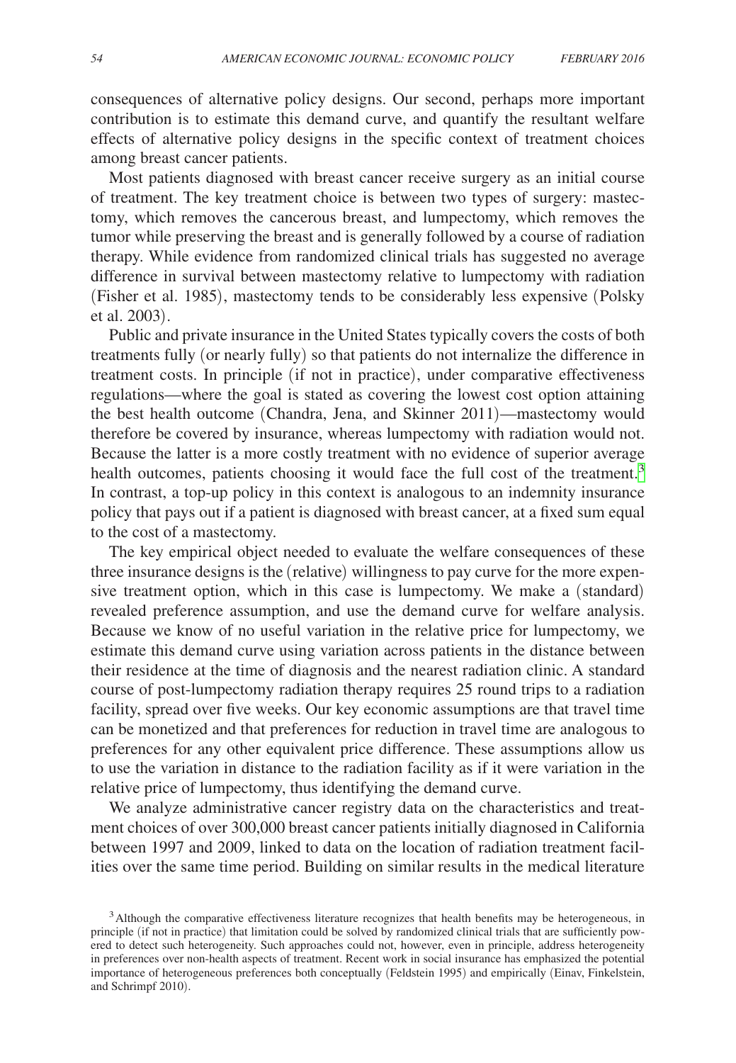consequences of alternative policy designs. Our second, perhaps more important contribution is to estimate this demand curve, and quantify the resultant welfare effects of alternative policy designs in the specific context of treatment choices among breast cancer patients.

Most patients diagnosed with breast cancer receive surgery as an initial course of treatment. The key treatment choice is between two types of surgery: mastectomy, which removes the cancerous breast, and lumpectomy, which removes the tumor while preserving the breast and is generally followed by a course of radiation therapy. While evidence from randomized clinical trials has suggested no average difference in survival between mastectomy relative to lumpectomy with radiation (Fisher et al. 1985), mastectomy tends to be considerably less expensive (Polsky et al. 2003).

Public and private insurance in the United States typically covers the costs of both treatments fully (or nearly fully) so that patients do not internalize the difference in treatment costs. In principle (if not in practice), under comparative effectiveness regulations—where the goal is stated as covering the lowest cost option attaining the best health outcome (Chandra, Jena, and Skinner 2011)—mastectomy would therefore be covered by insurance, whereas lumpectomy with radiation would not. Because the latter is a more costly treatment with no evidence of superior average health outcomes, patients choosing it would face the full cost of the treatment.[3] In contrast, a top-up policy in this context is analogous to an indemnity insurance policy that pays out if a patient is diagnosed with breast cancer, at a fixed sum equal to the cost of a mastectomy.

The key empirical object needed to evaluate the welfare consequences of these three insurance designs is the (relative) willingness to pay curve for the more expensive treatment option, which in this case is lumpectomy. We make a (standard) revealed preference assumption, and use the demand curve for welfare analysis. Because we know of no useful variation in the relative price for lumpectomy, we estimate this demand curve using variation across patients in the distance between their residence at the time of diagnosis and the nearest radiation clinic. A standard course of post-lumpectomy radiation therapy requires 25 round trips to a radiation facility, spread over five weeks. Our key economic assumptions are that travel time can be monetized and that preferences for reduction in travel time are analogous to preferences for any other equivalent price difference. These assumptions allow us to use the variation in distance to the radiation facility as if it were variation in the relative price of lumpectomy, thus identifying the demand curve.

We analyze administrative cancer registry data on the characteristics and treatment choices of over 300,000 breast cancer patients initially diagnosed in California between 1997 and 2009, linked to data on the location of radiation treatment facilities over the same time period. Building on similar results in the medical literature

[3] Although the comparative effectiveness literature recognizes that health benefits may be heterogeneous, in principle (if not in practice) that limitation could be solved by randomized clinical trials that are sufficiently powered to detect such heterogeneity. Such approaches could not, however, even in principle, address heterogeneity in preferences over non-health aspects of treatment. Recent work in social insurance has emphasized the potential importance of heterogeneous preferences both conceptually (Feldstein 1995) and empirically (Einav, Finkelstein, and Schrimpf 2010).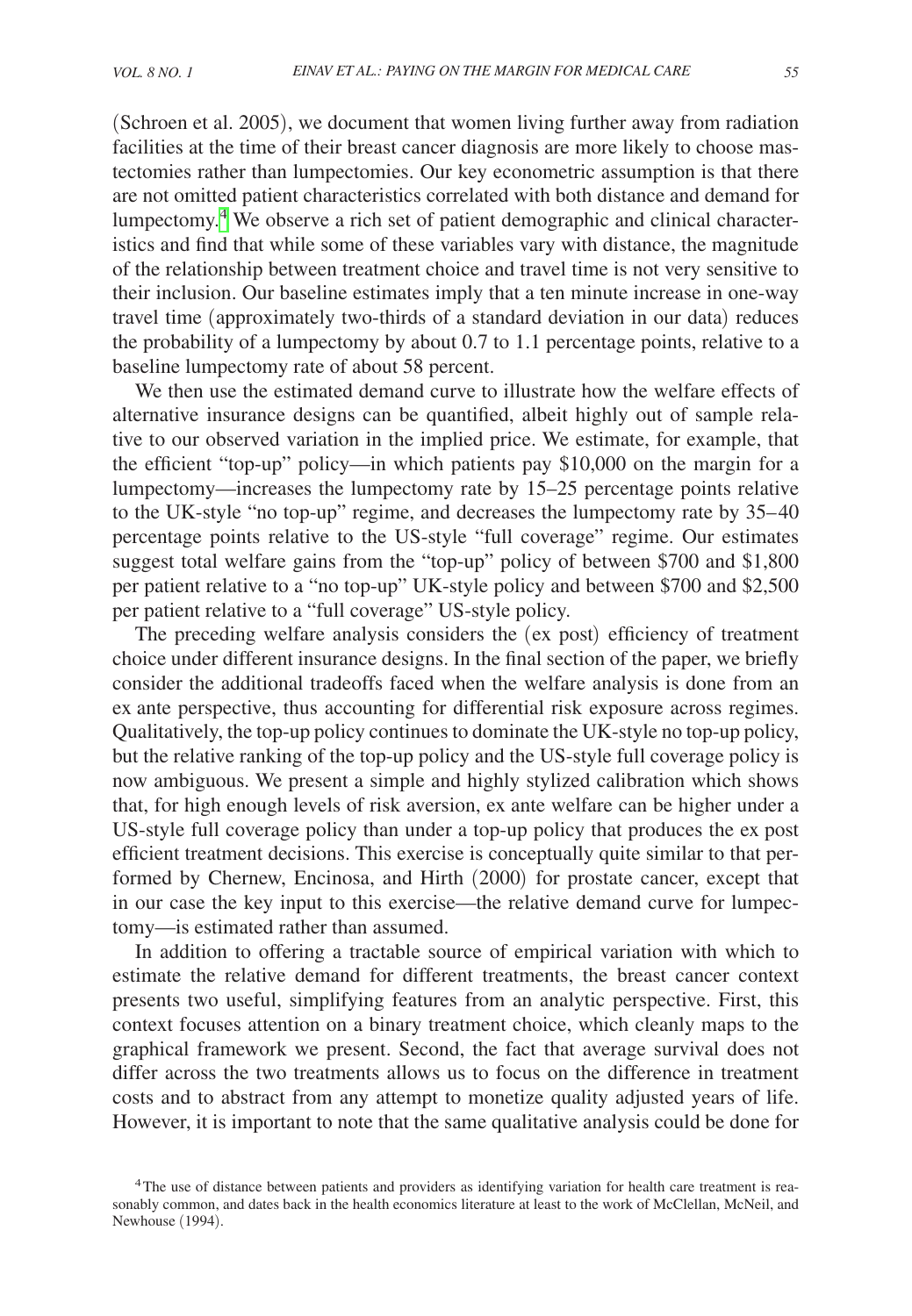(Schroen et al. 2005), we document that women living further away from radiation facilities at the time of their breast cancer diagnosis are more likely to choose mastectomies rather than lumpectomies. Our key econometric assumption is that there are not omitted patient characteristics correlated with both distance and demand for lumpectomy.[4] We observe a rich set of patient demographic and clinical characteristics and find that while some of these variables vary with distance, the magnitude of the relationship between treatment choice and travel time is not very sensitive to their inclusion. Our baseline estimates imply that a ten minute increase in one-way travel time (approximately two-thirds of a standard deviation in our data) reduces the probability of a lumpectomy by about 0.7 to 1.1 percentage points, relative to a baseline lumpectomy rate of about 58 percent.

We then use the estimated demand curve to illustrate how the welfare effects of alternative insurance designs can be quantified, albeit highly out of sample relative to our observed variation in the implied price. We estimate, for example, that the efficient "top-up" policy—in which patients pay \$10,000 on the margin for a lumpectomy—increases the lumpectomy rate by 15–25 percentage points relative to the UK-style "no top-up" regime, and decreases the lumpectomy rate by 35–40 percentage points relative to the US-style "full coverage" regime. Our estimates suggest total welfare gains from the "top-up" policy of between \$700 and \$1,800 per patient relative to a "no top-up" UK-style policy and between \$700 and \$2,500 per patient relative to a "full coverage" US-style policy.

The preceding welfare analysis considers the (ex post) efficiency of treatment choice under different insurance designs. In the final section of the paper, we briefly consider the additional tradeoffs faced when the welfare analysis is done from an ex ante perspective, thus accounting for differential risk exposure across regimes. Qualitatively, the top-up policy continues to dominate the UK-style no top-up policy, but the relative ranking of the top-up policy and the US-style full coverage policy is now ambiguous. We present a simple and highly stylized calibration which shows that, for high enough levels of risk aversion, ex ante welfare can be higher under a US-style full coverage policy than under a top-up policy that produces the ex post efficient treatment decisions. This exercise is conceptually quite similar to that performed by Chernew, Encinosa, and Hirth (2000) for prostate cancer, except that in our case the key input to this exercise—the relative demand curve for lumpectomy—is estimated rather than assumed.

In addition to offering a tractable source of empirical variation with which to estimate the relative demand for different treatments, the breast cancer context presents two useful, simplifying features from an analytic perspective. First, this context focuses attention on a binary treatment choice, which cleanly maps to the graphical framework we present. Second, the fact that average survival does not differ across the two treatments allows us to focus on the difference in treatment costs and to abstract from any attempt to monetize quality adjusted years of life. However, it is important to note that the same qualitative analysis could be done for

[4] The use of distance between patients and providers as identifying variation for health care treatment is reasonably common, and dates back in the health economics literature at least to the work of McClellan, McNeil, and Newhouse (1994).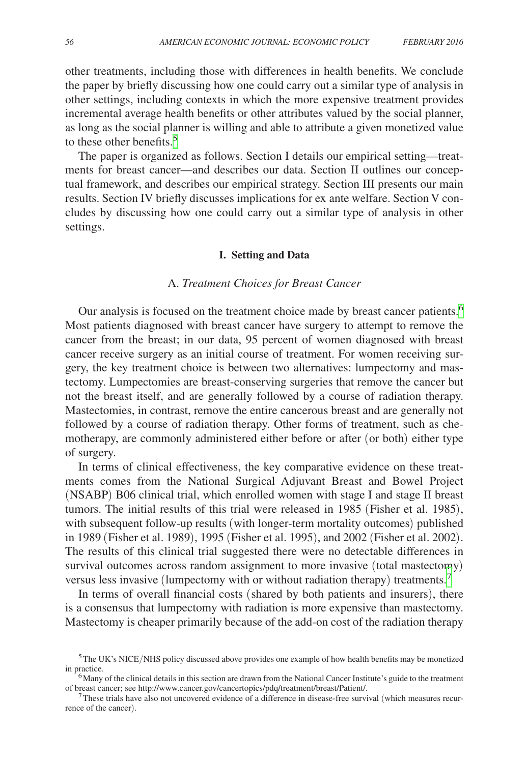other treatments, including those with differences in health benefits. We conclude the paper by briefly discussing how one could carry out a similar type of analysis in other settings, including contexts in which the more expensive treatment provides incremental average health benefits or other attributes valued by the social planner, as long as the social planner is willing and able to attribute a given monetized value to these other benefits.[5]

The paper is organized as follows. Section I details our empirical setting—treatments for breast cancer—and describes our data. Section II outlines our conceptual framework, and describes our empirical strategy. Section III presents our main results. Section IV briefly discusses implications for ex ante welfare. Section V concludes by discussing how one could carry out a similar type of analysis in other settings.

## I. Setting and Data

### A. *Treatment Choices for Breast Cancer*

Our analysis is focused on the treatment choice made by breast cancer patients.[6] Most patients diagnosed with breast cancer have surgery to attempt to remove the cancer from the breast; in our data, 95 percent of women diagnosed with breast cancer receive surgery as an initial course of treatment. For women receiving surgery, the key treatment choice is between two alternatives: lumpectomy and mastectomy. Lumpectomies are breast-conserving surgeries that remove the cancer but not the breast itself, and are generally followed by a course of radiation therapy. Mastectomies, in contrast, remove the entire cancerous breast and are generally not followed by a course of radiation therapy. Other forms of treatment, such as chemotherapy, are commonly administered either before or after (or both) either type of surgery.

In terms of clinical effectiveness, the key comparative evidence on these treatments comes from the National Surgical Adjuvant Breast and Bowel Project (NSABP) B06 clinical trial, which enrolled women with stage I and stage II breast tumors. The initial results of this trial were released in 1985 (Fisher et al. 1985), with subsequent follow-up results (with longer-term mortality outcomes) published in 1989 (Fisher et al. 1989), 1995 (Fisher et al. 1995), and 2002 (Fisher et al. 2002). The results of this clinical trial suggested there were no detectable differences in survival outcomes across random assignment to more invasive (total mastectomy) versus less invasive (lumpectomy with or without radiation therapy) treatments.[7]

In terms of overall financial costs (shared by both patients and insurers), there is a consensus that lumpectomy with radiation is more expensive than mastectomy. Mastectomy is cheaper primarily because of the add-on cost of the radiation therapy

[5] The UK's NICE/NHS policy discussed above provides one example of how health benefits may be monetized in practice.

[6] Many of the clinical details in this section are drawn from the National Cancer Institute's guide to the treatment of breast cancer; see http://www.cancer.gov/cancertopics/pdq/treatment/breast/Patient/.

[7] These trials have also not uncovered evidence of a difference in disease-free survival (which measures recurrence of the cancer).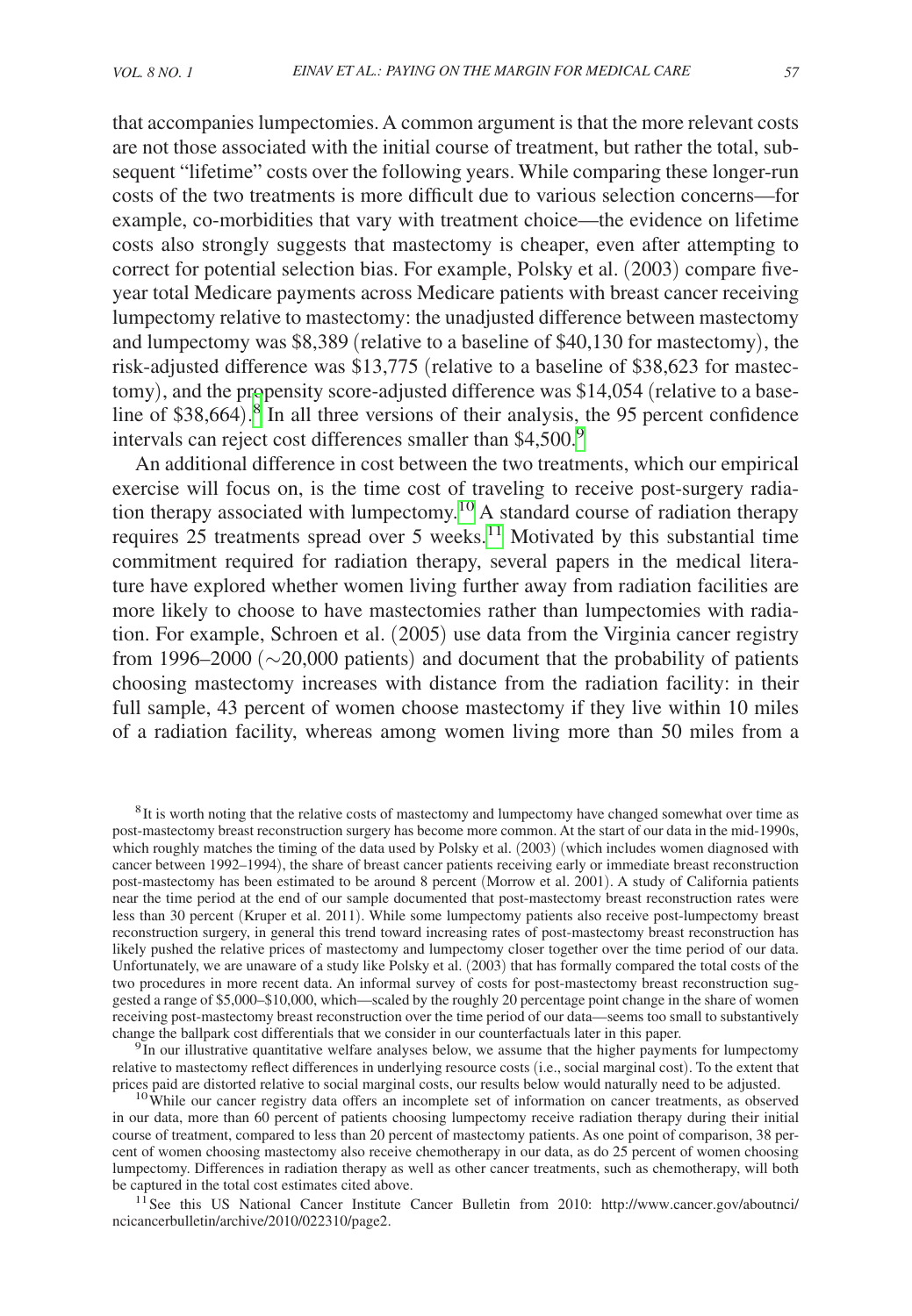that accompanies lumpectomies. A common argument is that the more relevant costs are not those associated with the initial course of treatment, but rather the total, subsequent "lifetime" costs over the following years. While comparing these longer-run costs of the two treatments is more difficult due to various selection concerns—for example, co-morbidities that vary with treatment choice—the evidence on lifetime costs also strongly suggests that mastectomy is cheaper, even after attempting to correct for potential selection bias. For example, Polsky et al. (2003) compare five-year total Medicare payments across Medicare patients with breast cancer receiving lumpectomy relative to mastectomy: the unadjusted difference between mastectomy and lumpectomy was $8,389 (relative to a baseline of $40,130 for mastectomy), the risk-adjusted difference was $13,775 (relative to a baseline of $38,623 for mastectomy), and the propensity score-adjusted difference was $14,054 (relative to a baseline of $38,664).[8] In all three versions of their analysis, the 95 percent confidence intervals can reject cost differences smaller than $4,500.[9]

An additional difference in cost between the two treatments, which our empirical exercise will focus on, is the time cost of traveling to receive post-surgery radiation therapy associated with lumpectomy.[10] A standard course of radiation therapy requires 25 treatments spread over 5 weeks.[11] Motivated by this substantial time commitment required for radiation therapy, several papers in the medical literature have explored whether women living further away from radiation facilities are more likely to choose to have mastectomies rather than lumpectomies with radiation. For example, Schroen et al. (2005) use data from the Virginia cancer registry from 1996–2000 (~20,000 patients) and document that the probability of patients choosing mastectomy increases with distance from the radiation facility: in their full sample, 43 percent of women choose mastectomy if they live within 10 miles of a radiation facility, whereas among women living more than 50 miles from a

[8] It is worth noting that the relative costs of mastectomy and lumpectomy have changed somewhat over time as post-mastectomy breast reconstruction surgery has become more common. At the start of our data in the mid-1990s, which roughly matches the timing of the data used by Polsky et al. (2003) (which includes women diagnosed with cancer between 1992–1994), the share of breast cancer patients receiving early or immediate breast reconstruction post-mastectomy has been estimated to be around 8 percent (Morrow et al. 2001). A study of California patients near the time period at the end of our sample documented that post-mastectomy breast reconstruction rates were less than 30 percent (Kruper et al. 2011). While some lumpectomy patients also receive post-lumpectomy breast reconstruction surgery, in general this trend toward increasing rates of post-mastectomy breast reconstruction has likely pushed the relative prices of mastectomy and lumpectomy closer together over the time period of our data. Unfortunately, we are unaware of a study like Polsky et al. (2003) that has formally compared the total costs of the two procedures in more recent data. An informal survey of costs for post-mastectomy breast reconstruction suggested a range of $5,000–$10,000, which—scaled by the roughly 20 percentage point change in the share of women receiving post-mastectomy breast reconstruction over the time period of our data—seems too small to substantively change the ballpark cost differentials that we consider in our counterfactuals later in this paper.

[9] In our illustrative quantitative welfare analyses below, we assume that the higher payments for lumpectomy relative to mastectomy reflect differences in underlying resource costs (i.e., social marginal cost). To the extent that prices paid are distorted relative to social marginal costs, our results below would naturally need to be adjusted.

[10] While our cancer registry data offers an incomplete set of information on cancer treatments, as observed in our data, more than 60 percent of patients choosing lumpectomy receive radiation therapy during their initial course of treatment, compared to less than 20 percent of mastectomy patients. As one point of comparison, 38 percent of women choosing mastectomy also receive chemotherapy in our data, as do 25 percent of women choosing lumpectomy. Differences in radiation therapy as well as other cancer treatments, such as chemotherapy, will both be captured in the total cost estimates cited above.

[11] See this US National Cancer Institute Cancer Bulletin from 2010: http://www.cancer.gov/aboutnci/ncicancerbulletin/archive/2010/022310/page2.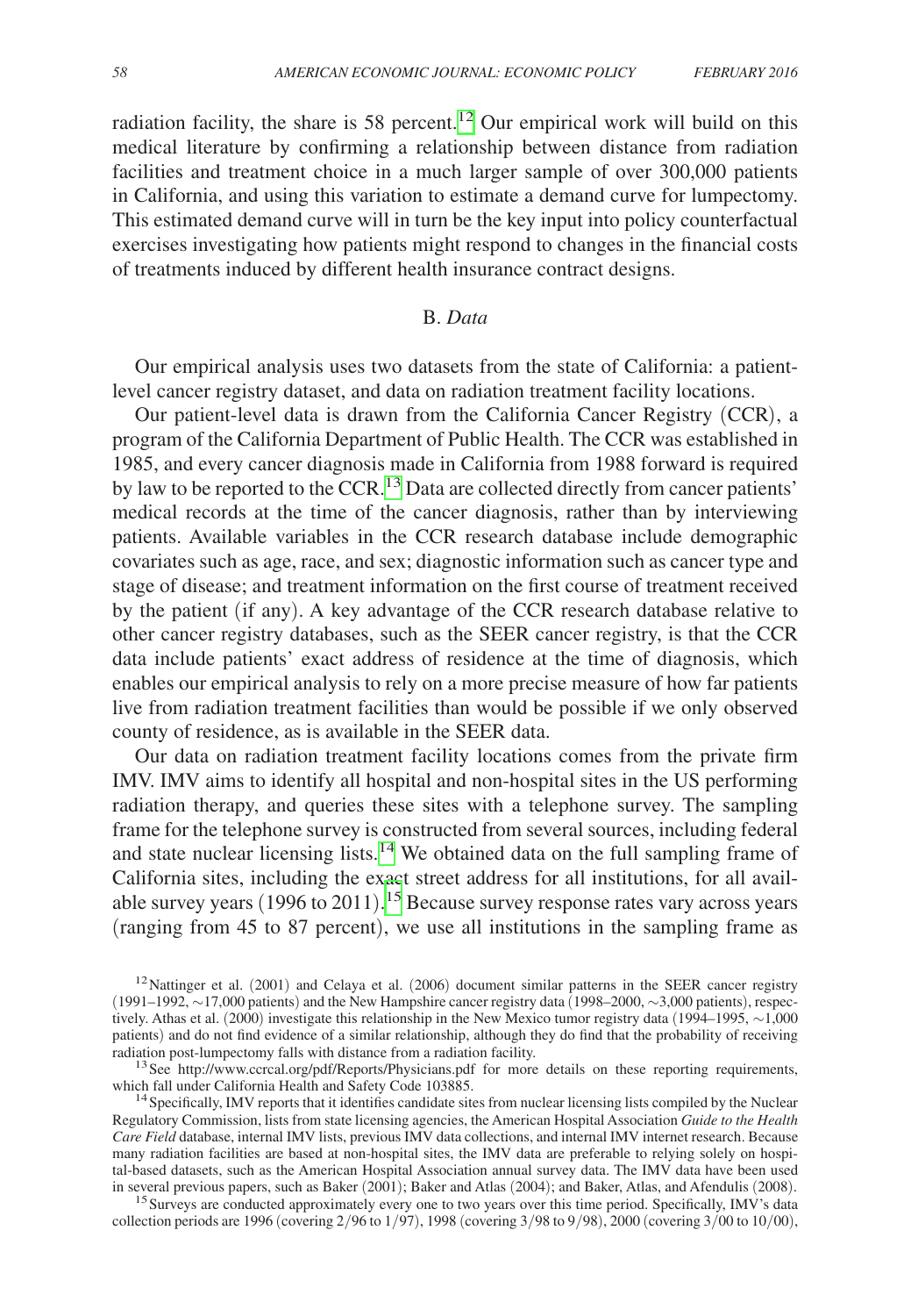radiation facility, the share is 58 percent.[12] Our empirical work will build on this medical literature by confirming a relationship between distance from radiation facilities and treatment choice in a much larger sample of over 300,000 patients in California, and using this variation to estimate a demand curve for lumpectomy. This estimated demand curve will in turn be the key input into policy counterfactual exercises investigating how patients might respond to changes in the financial costs of treatments induced by different health insurance contract designs.

### B. *Data*

Our empirical analysis uses two datasets from the state of California: a patient-level cancer registry dataset, and data on radiation treatment facility locations.

Our patient-level data is drawn from the California Cancer Registry (CCR), a program of the California Department of Public Health. The CCR was established in 1985, and every cancer diagnosis made in California from 1988 forward is required by law to be reported to the CCR.[13] Data are collected directly from cancer patients' medical records at the time of the cancer diagnosis, rather than by interviewing patients. Available variables in the CCR research database include demographic covariates such as age, race, and sex; diagnostic information such as cancer type and stage of disease; and treatment information on the first course of treatment received by the patient (if any). A key advantage of the CCR research database relative to other cancer registry databases, such as the SEER cancer registry, is that the CCR data include patients' exact address of residence at the time of diagnosis, which enables our empirical analysis to rely on a more precise measure of how far patients live from radiation treatment facilities than would be possible if we only observed county of residence, as is available in the SEER data.

Our data on radiation treatment facility locations comes from the private firm IMV. IMV aims to identify all hospital and non-hospital sites in the US performing radiation therapy, and queries these sites with a telephone survey. The sampling frame for the telephone survey is constructed from several sources, including federal and state nuclear licensing lists.[14] We obtained data on the full sampling frame of California sites, including the exact street address for all institutions, for all available survey years (1996 to 2011).[15] Because survey response rates vary across years (ranging from 45 to 87 percent), we use all institutions in the sampling frame as

[12] Nattinger et al. (2001) and Celaya et al. (2006) document similar patterns in the SEER cancer registry (1991–1992, ~17,000 patients) and the New Hampshire cancer registry data (1998–2000, ~3,000 patients), respectively. Athas et al. (2000) investigate this relationship in the New Mexico tumor registry data (1994–1995, ~1,000 patients) and do not find evidence of a similar relationship, although they do find that the probability of receiving radiation post-lumpectomy falls with distance from a radiation facility.

[13] See http://www.ccrcal.org/pdf/Reports/Physicians.pdf for more details on these reporting requirements, which fall under California Health and Safety Code 103885.

[14] Specifically, IMV reports that it identifies candidate sites from nuclear licensing lists compiled by the Nuclear Regulatory Commission, lists from state licensing agencies, the American Hospital Association *Guide to the Health Care Field* database, internal IMV lists, previous IMV data collections, and internal IMV internet research. Because many radiation facilities are based at non-hospital sites, the IMV data are preferable to relying solely on hospital-based datasets, such as the American Hospital Association annual survey data. The IMV data have been used in several previous papers, such as Baker (2001); Baker and Atlas (2004); and Baker, Atlas, and Afendulis (2008).

[15] Surveys are conducted approximately every one to two years over this time period. Specifically, IMV's data collection periods are 1996 (covering 2/96 to 1/97), 1998 (covering 3/98 to 9/98), 2000 (covering 3/00 to 10/00),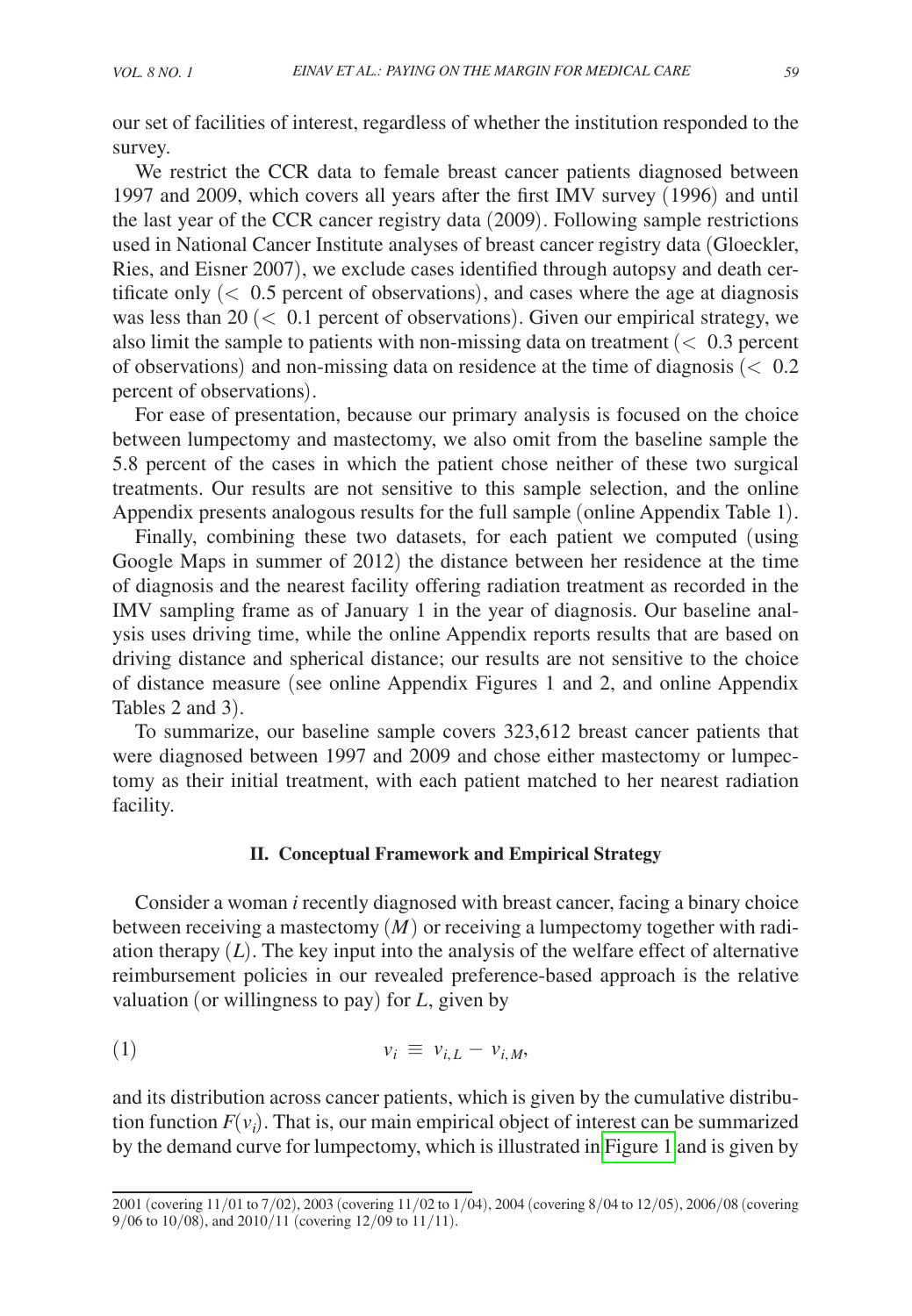our set of facilities of interest, regardless of whether the institution responded to the survey.

We restrict the CCR data to female breast cancer patients diagnosed between 1997 and 2009, which covers all years after the first IMV survey (1996) and until the last year of the CCR cancer registry data (2009). Following sample restrictions used in National Cancer Institute analyses of breast cancer registry data (Gloeckler, Ries, and Eisner 2007), we exclude cases identified through autopsy and death certificate only (< 0.5 percent of observations), and cases where the age at diagnosis was less than 20 (< 0.1 percent of observations). Given our empirical strategy, we also limit the sample to patients with non-missing data on treatment (< 0.3 percent of observations) and non-missing data on residence at the time of diagnosis (< 0.2 percent of observations).

For ease of presentation, because our primary analysis is focused on the choice between lumpectomy and mastectomy, we also omit from the baseline sample the 5.8 percent of the cases in which the patient chose neither of these two surgical treatments. Our results are not sensitive to this sample selection, and the online Appendix presents analogous results for the full sample (online Appendix Table 1).

Finally, combining these two datasets, for each patient we computed (using Google Maps in summer of 2012) the distance between her residence at the time of diagnosis and the nearest facility offering radiation treatment as recorded in the IMV sampling frame as of January 1 in the year of diagnosis. Our baseline analysis uses driving time, while the online Appendix reports results that are based on driving distance and spherical distance; our results are not sensitive to the choice of distance measure (see online Appendix Figures 1 and 2, and online Appendix Tables 2 and 3).

To summarize, our baseline sample covers 323,612 breast cancer patients that were diagnosed between 1997 and 2009 and chose either mastectomy or lumpectomy as their initial treatment, with each patient matched to her nearest radiation facility.

## II. Conceptual Framework and Empirical Strategy

Consider a woman *i* recently diagnosed with breast cancer, facing a binary choice between receiving a mastectomy ($M$) or receiving a lumpectomy together with radiation therapy ($L$). The key input into the analysis of the welfare effect of alternative reimbursement policies in our revealed preference-based approach is the relative valuation (or willingness to pay) for $L$, given by

$$v_i \equiv v_{i,L} - v_{i,M}, \tag{1}$$

and its distribution across cancer patients, which is given by the cumulative distribution function $F(v_i)$. That is, our main empirical object of interest can be summarized by the demand curve for lumpectomy, which is illustrated in Figure 1 and is given by

2001 (covering 11/01 to 7/02), 2003 (covering 11/02 to 1/04), 2004 (covering 8/04 to 12/05), 2006/08 (covering 9/06 to 10/08), and 2010/11 (covering 12/09 to 11/11).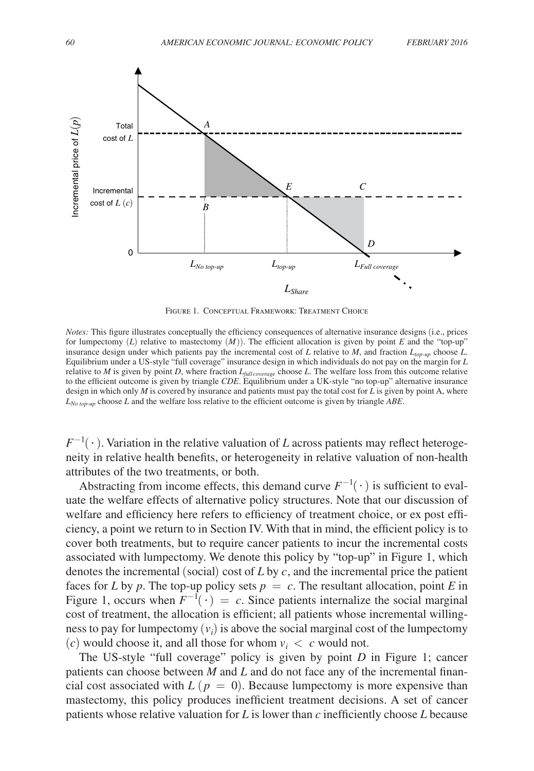Incremental price of $L(p)$

Total cost of $L$

Incremental cost of $L$ $(c)$

0

$A$

$B$

$E$

$C$

$D$

$L_{No\ top\text{-}up}$

$L_{top\text{-}up}$

$L_{Full\ coverage}$

$L_{Share}$

Figure 1. Conceptual Framework: Treatment Choice

*Notes:* This figure illustrates conceptually the efficiency consequences of alternative insurance designs (i.e., prices for lumpectomy ($L$) relative to mastectomy ($M$)). The efficient allocation is given by point $E$ and the "top-up" insurance design under which patients pay the incremental cost of $L$ relative to $M$, and fraction $L_{top\text{-}up}$ choose $L$. Equilibrium under a US-style "full coverage" insurance design in which individuals do not pay on the margin for $L$ relative to $M$ is given by point $D$, where fraction $L_{full\ coverage}$ choose $L$. The welfare loss from this outcome relative to the efficient outcome is given by triangle $CDE$. Equilibrium under a UK-style "no top-up" alternative insurance design in which only $M$ is covered by insurance and patients must pay the total cost for $L$ is given by point A, where $L_{No\ top\text{-}up}$ choose $L$ and the welfare loss relative to the efficient outcome is given by triangle $ABE$.

$F^{-1}(\cdot)$. Variation in the relative valuation of $L$ across patients may reflect heterogeneity in relative health benefits, or heterogeneity in relative valuation of non-health attributes of the two treatments, or both.

Abstracting from income effects, this demand curve $F^{-1}(\cdot)$ is sufficient to evaluate the welfare effects of alternative policy structures. Note that our discussion of welfare and efficiency here refers to efficiency of treatment choice, or ex post efficiency, a point we return to in Section IV. With that in mind, the efficient policy is to cover both treatments, but to require cancer patients to incur the incremental costs associated with lumpectomy. We denote this policy by "top-up" in Figure 1, which denotes the incremental (social) cost of $L$ by $c$, and the incremental price the patient faces for $L$ by $p$. The top-up policy sets $p = c$. The resultant allocation, point $E$ in Figure 1, occurs when $F^{-1}(\cdot) = c$. Since patients internalize the social marginal cost of treatment, the allocation is efficient; all patients whose incremental willingness to pay for lumpectomy $(v_i)$ is above the social marginal cost of the lumpectomy $(c)$ would choose it, and all those for whom $v_i < c$ would not.

The US-style "full coverage" policy is given by point $D$ in Figure 1; cancer patients can choose between $M$ and $L$ and do not face any of the incremental financial cost associated with $L$ $(p = 0)$. Because lumpectomy is more expensive than mastectomy, this policy produces inefficient treatment decisions. A set of cancer patients whose relative valuation for $L$ is lower than $c$ inefficiently choose $L$ because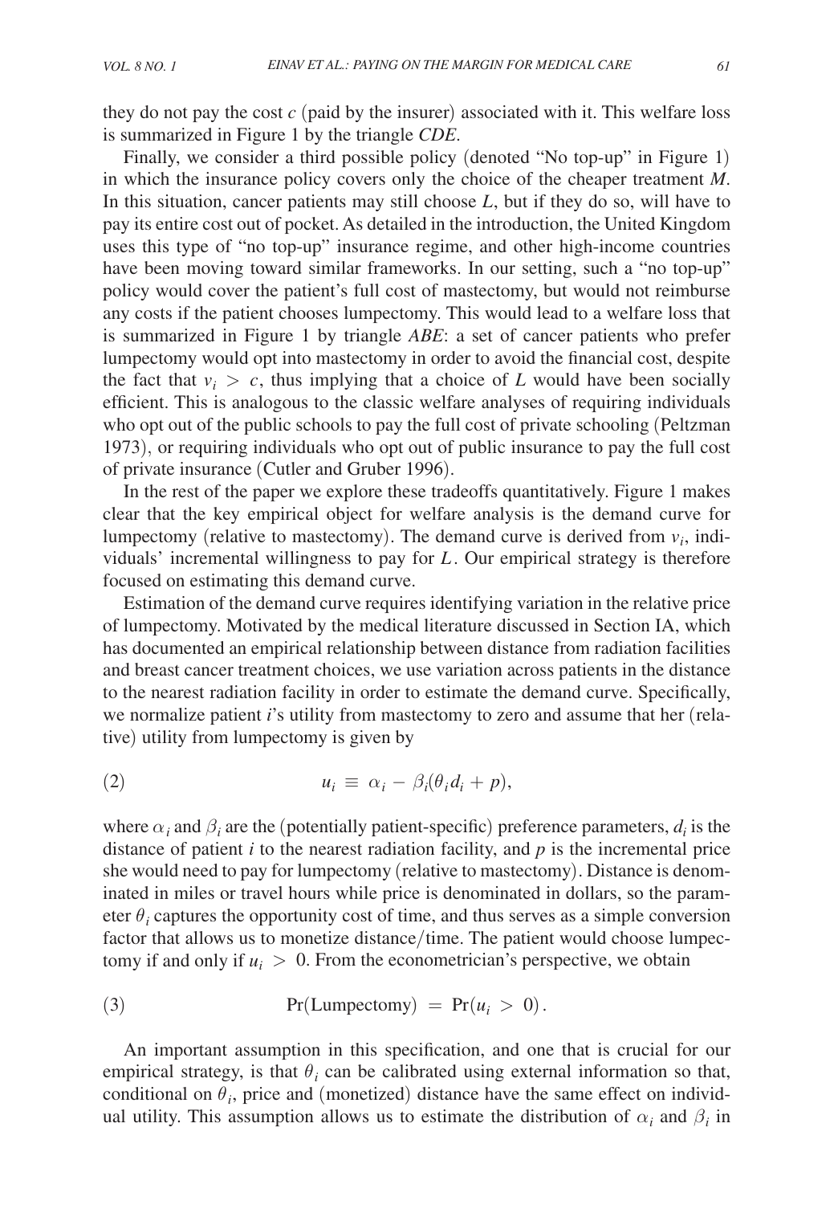they do not pay the cost $c$ (paid by the insurer) associated with it. This welfare loss is summarized in Figure 1 by the triangle *CDE*.

Finally, we consider a third possible policy (denoted "No top-up" in Figure 1) in which the insurance policy covers only the choice of the cheaper treatment $M$. In this situation, cancer patients may still choose $L$, but if they do so, will have to pay its entire cost out of pocket. As detailed in the introduction, the United Kingdom uses this type of "no top-up" insurance regime, and other high-income countries have been moving toward similar frameworks. In our setting, such a "no top-up" policy would cover the patient's full cost of mastectomy, but would not reimburse any costs if the patient chooses lumpectomy. This would lead to a welfare loss that is summarized in Figure 1 by triangle *ABE*: a set of cancer patients who prefer lumpectomy would opt into mastectomy in order to avoid the financial cost, despite the fact that $v_i > c$, thus implying that a choice of $L$ would have been socially efficient. This is analogous to the classic welfare analyses of requiring individuals who opt out of the public schools to pay the full cost of private schooling (Peltzman 1973), or requiring individuals who opt out of public insurance to pay the full cost of private insurance (Cutler and Gruber 1996).

In the rest of the paper we explore these tradeoffs quantitatively. Figure 1 makes clear that the key empirical object for welfare analysis is the demand curve for lumpectomy (relative to mastectomy). The demand curve is derived from $v_i$, individuals' incremental willingness to pay for $L$. Our empirical strategy is therefore focused on estimating this demand curve.

Estimation of the demand curve requires identifying variation in the relative price of lumpectomy. Motivated by the medical literature discussed in Section IA, which has documented an empirical relationship between distance from radiation facilities and breast cancer treatment choices, we use variation across patients in the distance to the nearest radiation facility in order to estimate the demand curve. Specifically, we normalize patient $i$'s utility from mastectomy to zero and assume that her (relative) utility from lumpectomy is given by

$$u_i \equiv \alpha_i - \beta_i(\theta_i d_i + p), \tag{2}$$

where $\alpha_i$ and $\beta_i$ are the (potentially patient-specific) preference parameters, $d_i$ is the distance of patient $i$ to the nearest radiation facility, and $p$ is the incremental price she would need to pay for lumpectomy (relative to mastectomy). Distance is denominated in miles or travel hours while price is denominated in dollars, so the parameter $\theta_i$ captures the opportunity cost of time, and thus serves as a simple conversion factor that allows us to monetize distance/time. The patient would choose lumpectomy if and only if $u_i > 0$. From the econometrician's perspective, we obtain

$$\Pr(\text{Lumpectomy}) = \Pr(u_i > 0). \tag{3}$$

An important assumption in this specification, and one that is crucial for our empirical strategy, is that $\theta_i$ can be calibrated using external information so that, conditional on $\theta_i$, price and (monetized) distance have the same effect on individual utility. This assumption allows us to estimate the distribution of $\alpha_i$ and $\beta_i$ in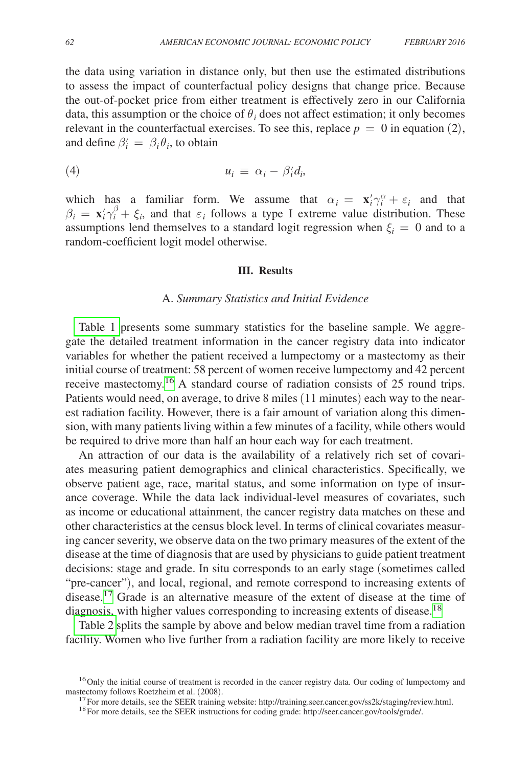the data using variation in distance only, but then use the estimated distributions to assess the impact of counterfactual policy designs that change price. Because the out-of-pocket price from either treatment is effectively zero in our California data, this assumption or the choice of $\theta_i$ does not affect estimation; it only becomes relevant in the counterfactual exercises. To see this, replace $p = 0$ in equation (2), and define $\beta_i' = \beta_i \theta_i$, to obtain

$$u_i \equiv \alpha_i - \beta_i' d_i, \tag{4}$$

which has a familiar form. We assume that $\alpha_i = \mathbf{x}_i' \gamma_i^{\alpha} + \varepsilon_i$ and that $\beta_i = \mathbf{x}_i' \gamma_i^{\beta} + \xi_i$, and that $\varepsilon_i$ follows a type I extreme value distribution. These assumptions lend themselves to a standard logit regression when $\xi_i = 0$ and to a random-coefficient logit model otherwise.

## III. Results

### A. *Summary Statistics and Initial Evidence*

Table 1 presents some summary statistics for the baseline sample. We aggregate the detailed treatment information in the cancer registry data into indicator variables for whether the patient received a lumpectomy or a mastectomy as their initial course of treatment: 58 percent of women receive lumpectomy and 42 percent receive mastectomy.[16] A standard course of radiation consists of 25 round trips. Patients would need, on average, to drive 8 miles (11 minutes) each way to the nearest radiation facility. However, there is a fair amount of variation along this dimension, with many patients living within a few minutes of a facility, while others would be required to drive more than half an hour each way for each treatment.

An attraction of our data is the availability of a relatively rich set of covariates measuring patient demographics and clinical characteristics. Specifically, we observe patient age, race, marital status, and some information on type of insurance coverage. While the data lack individual-level measures of covariates, such as income or educational attainment, the cancer registry data matches on these and other characteristics at the census block level. In terms of clinical covariates measuring cancer severity, we observe data on the two primary measures of the extent of the disease at the time of diagnosis that are used by physicians to guide patient treatment decisions: stage and grade. In situ corresponds to an early stage (sometimes called "pre-cancer"), and local, regional, and remote correspond to increasing extents of disease.[17] Grade is an alternative measure of the extent of disease at the time of diagnosis, with higher values corresponding to increasing extents of disease.[18]

Table 2 splits the sample by above and below median travel time from a radiation facility. Women who live further from a radiation facility are more likely to receive

[16] Only the initial course of treatment is recorded in the cancer registry data. Our coding of lumpectomy and mastectomy follows Roetzheim et al. (2008).

[17] For more details, see the SEER training website: http://training.seer.cancer.gov/ss2k/staging/review.html.

[18] For more details, see the SEER instructions for coding grade: http://seer.cancer.gov/tools/grade/.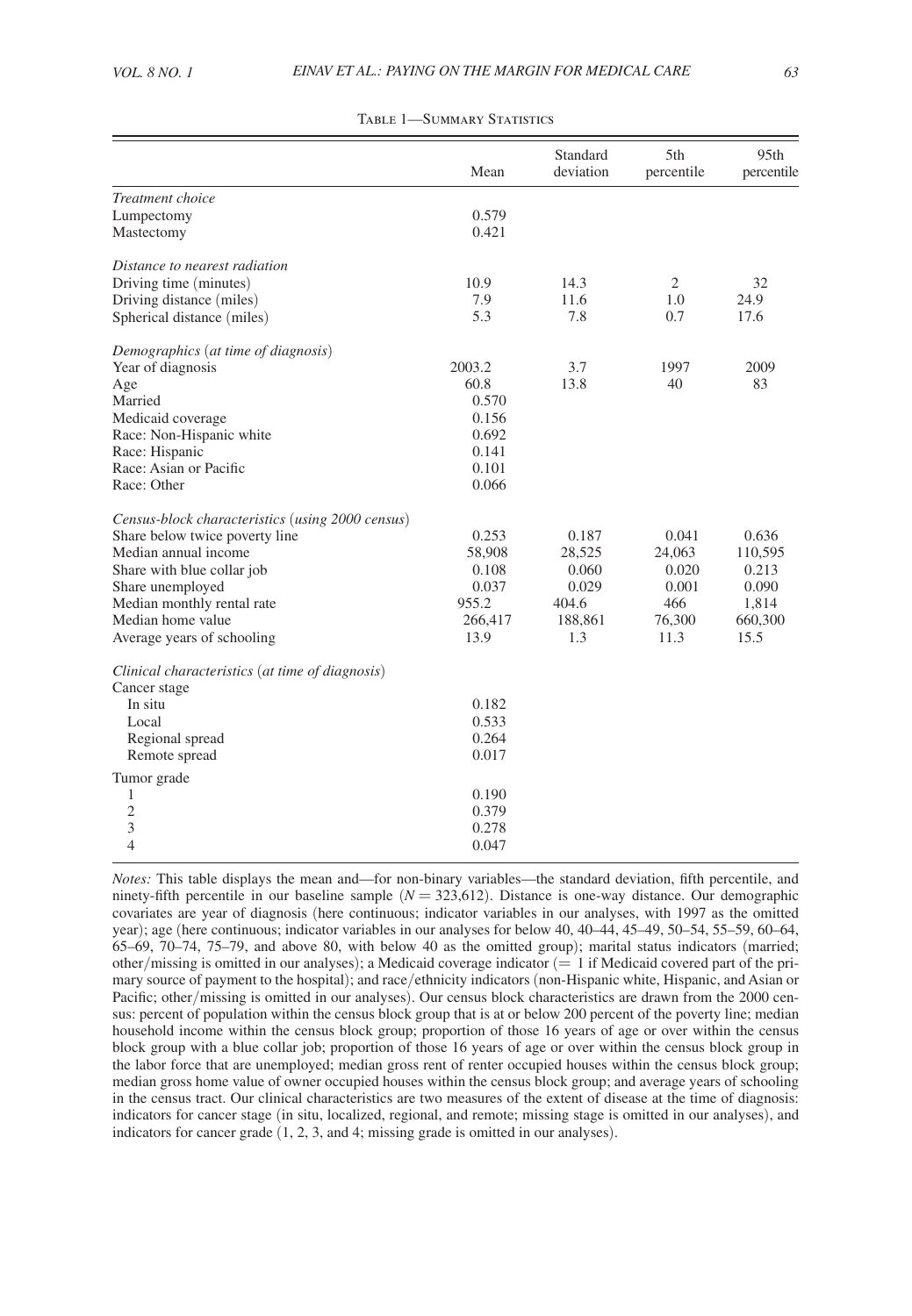Table 1—Summary Statistics

| | Mean | Standard deviation | 5th percentile | 95th percentile |
|---|---|---|---|---|
| *Treatment choice* | | | | |
| Lumpectomy | 0.579 | | | |
| Mastectomy | 0.421 | | | |
| *Distance to nearest radiation* | | | | |
| Driving time (minutes) | 10.9 | 14.3 | 2 | 32 |
| Driving distance (miles) | 7.9 | 11.6 | 1.0 | 24.9 |
| Spherical distance (miles) | 5.3 | 7.8 | 0.7 | 17.6 |
| *Demographics (at time of diagnosis)* | | | | |
| Year of diagnosis | 2003.2 | 3.7 | 1997 | 2009 |
| Age | 60.8 | 13.8 | 40 | 83 |
| Married | 0.570 | | | |
| Medicaid coverage | 0.156 | | | |
| Race: Non-Hispanic white | 0.692 | | | |
| Race: Hispanic | 0.141 | | | |
| Race: Asian or Pacific | 0.101 | | | |
| Race: Other | 0.066 | | | |
| *Census-block characteristics (using 2000 census)* | | | | |
| Share below twice poverty line | 0.253 | 0.187 | 0.041 | 0.636 |
| Median annual income | 58,908 | 28,525 | 24,063 | 110,595 |
| Share with blue collar job | 0.108 | 0.060 | 0.020 | 0.213 |
| Share unemployed | 0.037 | 0.029 | 0.001 | 0.090 |
| Median monthly rental rate | 955.2 | 404.6 | 466 | 1,814 |
| Median home value | 266,417 | 188,861 | 76,300 | 660,300 |
| Average years of schooling | 13.9 | 1.3 | 11.3 | 15.5 |
| *Clinical characteristics (at time of diagnosis)* | | | | |
| Cancer stage | | | | |
| In situ | 0.182 | | | |
| Local | 0.533 | | | |
| Regional spread | 0.264 | | | |
| Remote spread | 0.017 | | | |
| Tumor grade | | | | |
| 1 | 0.190 | | | |
| 2 | 0.379 | | | |
| 3 | 0.278 | | | |
| 4 | 0.047 | | | |

*Notes:* This table displays the mean and—for non-binary variables—the standard deviation, fifth percentile, and ninety-fifth percentile in our baseline sample ($N = 323{,}612$). Distance is one-way distance. Our demographic covariates are year of diagnosis (here continuous; indicator variables in our analyses, with 1997 as the omitted year); age (here continuous; indicator variables in our analyses for below 40, 40–44, 45–49, 50–54, 55–59, 60–64, 65–69, 70–74, 75–79, and above 80, with below 40 as the omitted group); marital status indicators (married; other/missing is omitted in our analyses); a Medicaid coverage indicator (= 1 if Medicaid covered part of the primary source of payment to the hospital); and race/ethnicity indicators (non-Hispanic white, Hispanic, and Asian or Pacific; other/missing is omitted in our analyses). Our census block characteristics are drawn from the 2000 census: percent of population within the census block group that is at or below 200 percent of the poverty line; median household income within the census block group; proportion of those 16 years of age or over within the census block group with a blue collar job; proportion of those 16 years of age or over within the census block group in the labor force that are unemployed; median gross rent of renter occupied houses within the census block group; median gross home value of owner occupied houses within the census block group; and average years of schooling in the census tract. Our clinical characteristics are two measures of the extent of disease at the time of diagnosis: indicators for cancer stage (in situ, localized, regional, and remote; missing stage is omitted in our analyses), and indicators for cancer grade (1, 2, 3, and 4; missing grade is omitted in our analyses).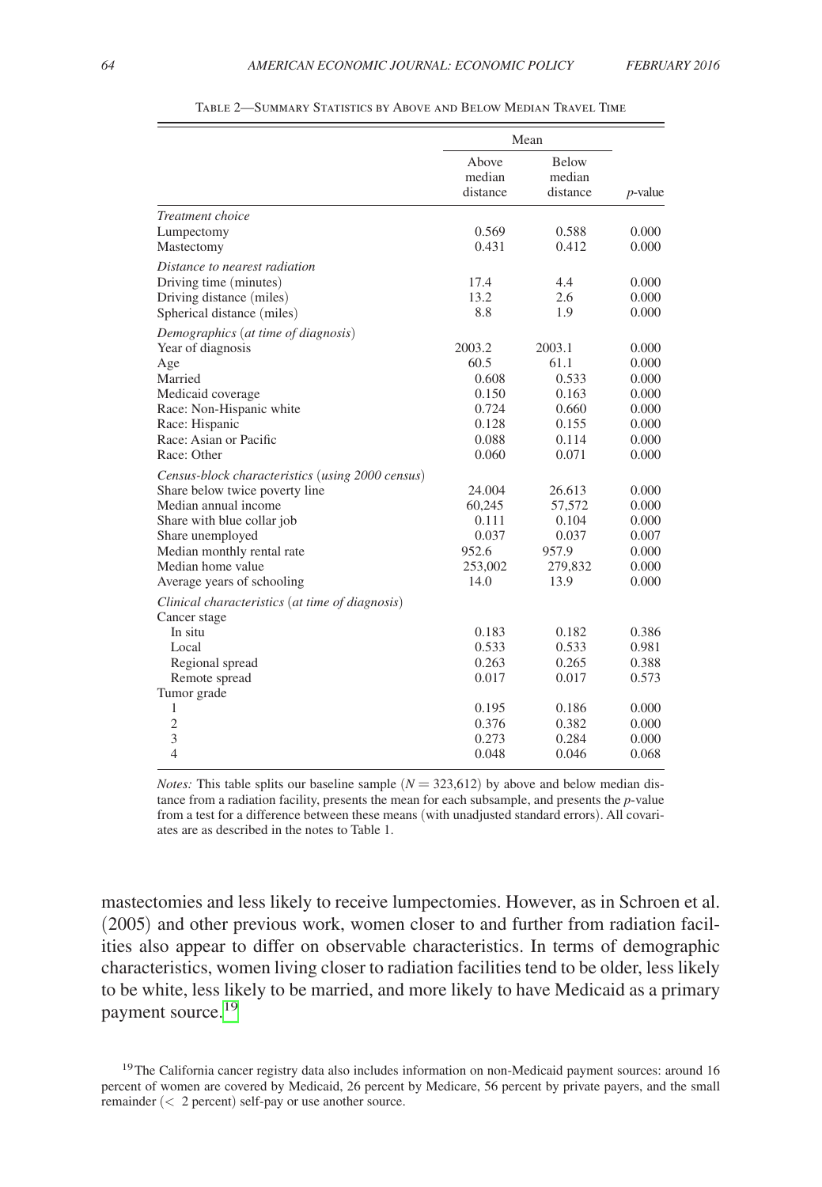Table 2—Summary Statistics by Above and Below Median Travel Time

| | Mean | | |
|---|---|---|---|
| | Above median distance | Below median distance | *p*-value |
| *Treatment choice* | | | |
| Lumpectomy | 0.569 | 0.588 | 0.000 |
| Mastectomy | 0.431 | 0.412 | 0.000 |
| *Distance to nearest radiation* | | | |
| Driving time (minutes) | 17.4 | 4.4 | 0.000 |
| Driving distance (miles) | 13.2 | 2.6 | 0.000 |
| Spherical distance (miles) | 8.8 | 1.9 | 0.000 |
| *Demographics (at time of diagnosis)* | | | |
| Year of diagnosis | 2003.2 | 2003.1 | 0.000 |
| Age | 60.5 | 61.1 | 0.000 |
| Married | 0.608 | 0.533 | 0.000 |
| Medicaid coverage | 0.150 | 0.163 | 0.000 |
| Race: Non-Hispanic white | 0.724 | 0.660 | 0.000 |
| Race: Hispanic | 0.128 | 0.155 | 0.000 |
| Race: Asian or Pacific | 0.088 | 0.114 | 0.000 |
| Race: Other | 0.060 | 0.071 | 0.000 |
| *Census-block characteristics (using 2000 census)* | | | |
| Share below twice poverty line | 24.004 | 26.613 | 0.000 |
| Median annual income | 60,245 | 57,572 | 0.000 |
| Share with blue collar job | 0.111 | 0.104 | 0.000 |
| Share unemployed | 0.037 | 0.037 | 0.007 |
| Median monthly rental rate | 952.6 | 957.9 | 0.000 |
| Median home value | 253,002 | 279,832 | 0.000 |
| Average years of schooling | 14.0 | 13.9 | 0.000 |
| *Clinical characteristics (at time of diagnosis)* | | | |
| Cancer stage | | | |
| In situ | 0.183 | 0.182 | 0.386 |
| Local | 0.533 | 0.533 | 0.981 |
| Regional spread | 0.263 | 0.265 | 0.388 |
| Remote spread | 0.017 | 0.017 | 0.573 |
| Tumor grade | | | |
| 1 | 0.195 | 0.186 | 0.000 |
| 2 | 0.376 | 0.382 | 0.000 |
| 3 | 0.273 | 0.284 | 0.000 |
| 4 | 0.048 | 0.046 | 0.068 |

*Notes:* This table splits our baseline sample ($N = 323{,}612$) by above and below median distance from a radiation facility, presents the mean for each subsample, and presents the *p*-value from a test for a difference between these means (with unadjusted standard errors). All covariates are as described in the notes to Table 1.

mastectomies and less likely to receive lumpectomies. However, as in Schroen et al. (2005) and other previous work, women closer to and further from radiation facilities also appear to differ on observable characteristics. In terms of demographic characteristics, women living closer to radiation facilities tend to be older, less likely to be white, less likely to be married, and more likely to have Medicaid as a primary payment source.[19]

[19] The California cancer registry data also includes information on non-Medicaid payment sources: around 16 percent of women are covered by Medicaid, 26 percent by Medicare, 56 percent by private payers, and the small remainder (< 2 percent) self-pay or use another source.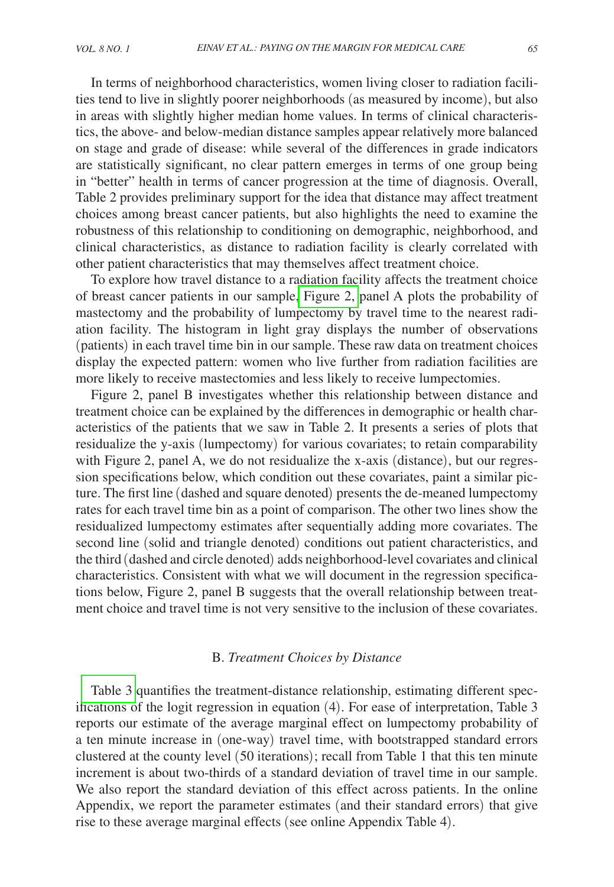In terms of neighborhood characteristics, women living closer to radiation facilities tend to live in slightly poorer neighborhoods (as measured by income), but also in areas with slightly higher median home values. In terms of clinical characteristics, the above- and below-median distance samples appear relatively more balanced on stage and grade of disease: while several of the differences in grade indicators are statistically significant, no clear pattern emerges in terms of one group being in "better" health in terms of cancer progression at the time of diagnosis. Overall, Table 2 provides preliminary support for the idea that distance may affect treatment choices among breast cancer patients, but also highlights the need to examine the robustness of this relationship to conditioning on demographic, neighborhood, and clinical characteristics, as distance to radiation facility is clearly correlated with other patient characteristics that may themselves affect treatment choice.

To explore how travel distance to a radiation facility affects the treatment choice of breast cancer patients in our sample, Figure 2, panel A plots the probability of mastectomy and the probability of lumpectomy by travel time to the nearest radiation facility. The histogram in light gray displays the number of observations (patients) in each travel time bin in our sample. These raw data on treatment choices display the expected pattern: women who live further from radiation facilities are more likely to receive mastectomies and less likely to receive lumpectomies.

Figure 2, panel B investigates whether this relationship between distance and treatment choice can be explained by the differences in demographic or health characteristics of the patients that we saw in Table 2. It presents a series of plots that residualize the y-axis (lumpectomy) for various covariates; to retain comparability with Figure 2, panel A, we do not residualize the x-axis (distance), but our regression specifications below, which condition out these covariates, paint a similar picture. The first line (dashed and square denoted) presents the de-meaned lumpectomy rates for each travel time bin as a point of comparison. The other two lines show the residualized lumpectomy estimates after sequentially adding more covariates. The second line (solid and triangle denoted) conditions out patient characteristics, and the third (dashed and circle denoted) adds neighborhood-level covariates and clinical characteristics. Consistent with what we will document in the regression specifications below, Figure 2, panel B suggests that the overall relationship between treatment choice and travel time is not very sensitive to the inclusion of these covariates.

### B. *Treatment Choices by Distance*

Table 3 quantifies the treatment-distance relationship, estimating different specifications of the logit regression in equation (4). For ease of interpretation, Table 3 reports our estimate of the average marginal effect on lumpectomy probability of a ten minute increase in (one-way) travel time, with bootstrapped standard errors clustered at the county level (50 iterations); recall from Table 1 that this ten minute increment is about two-thirds of a standard deviation of travel time in our sample. We also report the standard deviation of this effect across patients. In the online Appendix, we report the parameter estimates (and their standard errors) that give rise to these average marginal effects (see online Appendix Table 4).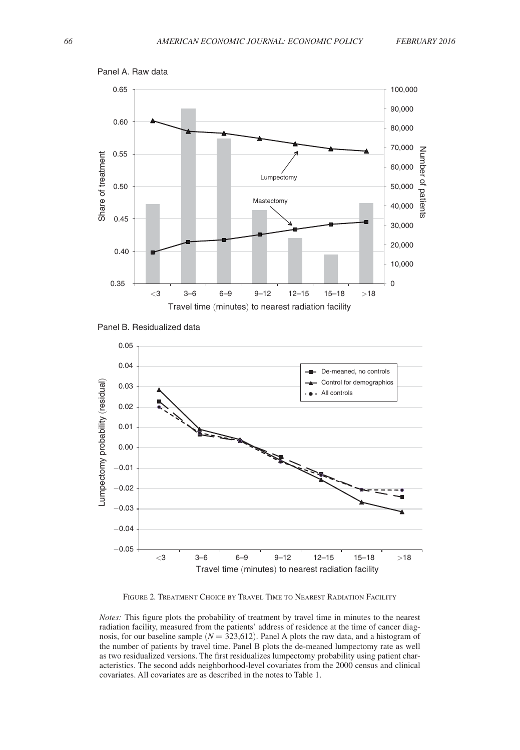Panel A. Raw data

0.65
0.60
0.55
0.50
0.45
0.40
0.35

Share of treatment

100,000
90,000
80,000
70,000
60,000
50,000
40,000
30,000
20,000
10,000
0

Number of patients

Lumpectomy

Mastectomy

<3
3–6
6–9
9–12
12–15
15–18
>18

Travel time (minutes) to nearest radiation facility

Panel B. Residualized data

0.05
0.04
0.03
0.02
0.01
0.00
−0.01
−0.02
−0.03
−0.04
−0.05

Lumpectomy probability (residual)

De-meaned, no controls
Control for demographics
All controls

<3
3–6
6–9
9–12
12–15
15–18
>18

Travel time (minutes) to nearest radiation facility

Figure 2. Treatment Choice by Travel Time to Nearest Radiation Facility

*Notes:* This figure plots the probability of treatment by travel time in minutes to the nearest radiation facility, measured from the patients' address of residence at the time of cancer diagnosis, for our baseline sample ($N = 323{,}612$). Panel A plots the raw data, and a histogram of the number of patients by travel time. Panel B plots the de-meaned lumpectomy rate as well as two residualized versions. The first residualizes lumpectomy probability using patient characteristics. The second adds neighborhood-level covariates from the 2000 census and clinical covariates. All covariates are as described in the notes to Table 1.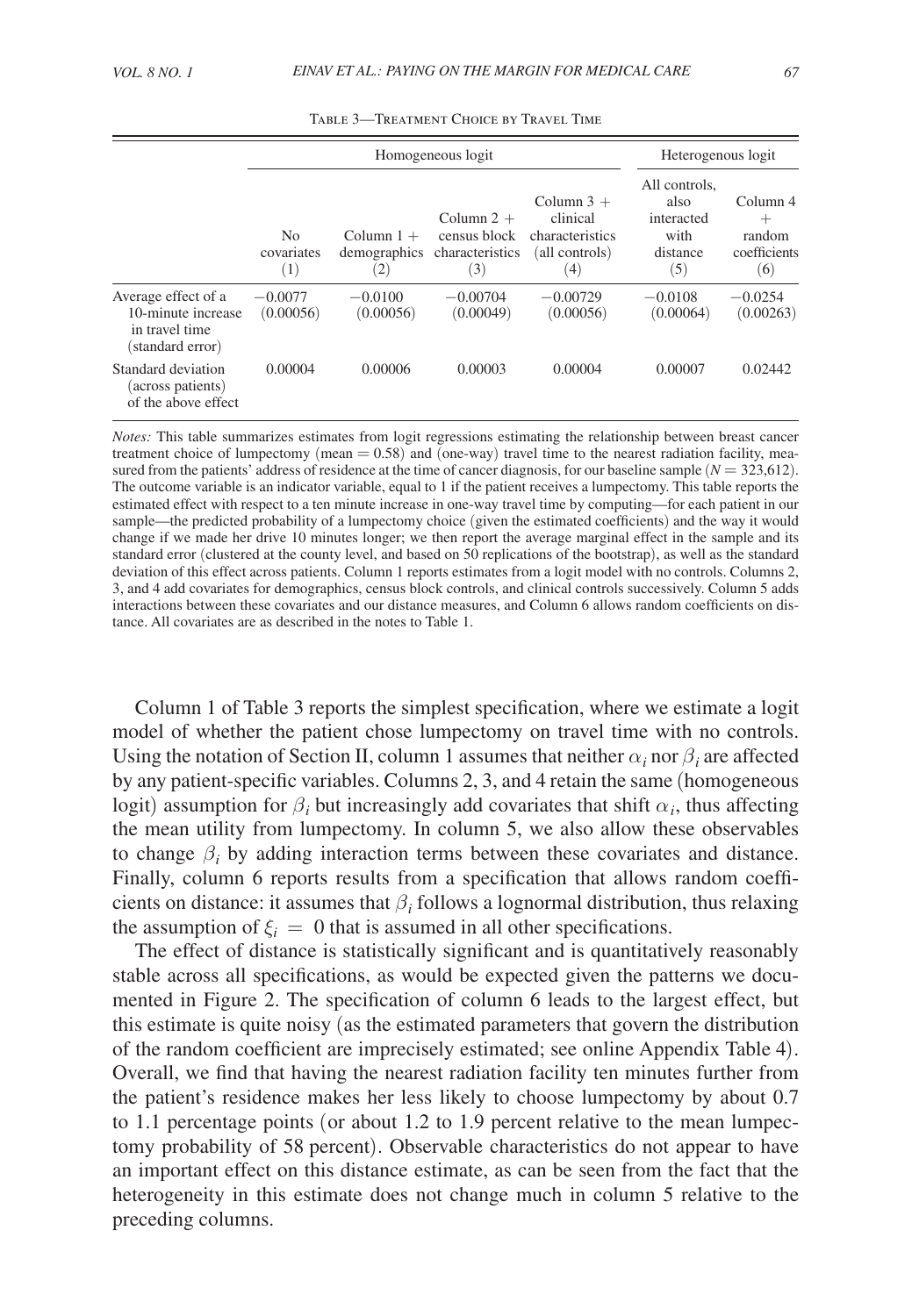Table 3—Treatment Choice by Travel Time

| | Homogeneous logit | | | | Heterogenous logit | |
|---|---|---|---|---|---|---|
| | No covariates (1) | Column 1 + demographics (2) | Column 2 + census block characteristics (3) | Column 3 + clinical characteristics (all controls) (4) | All controls, also interacted with distance (5) | Column 4 + random coefficients (6) |
| Average effect of a 10-minute increase in travel time (standard error) | −0.0077 (0.00056) | −0.0100 (0.00056) | −0.00704 (0.00049) | −0.00729 (0.00056) | −0.0108 (0.00064) | −0.0254 (0.00263) |
| Standard deviation (across patients) of the above effect | 0.00004 | 0.00006 | 0.00003 | 0.00004 | 0.00007 | 0.02442 |

*Notes:* This table summarizes estimates from logit regressions estimating the relationship between breast cancer treatment choice of lumpectomy (mean = 0.58) and (one-way) travel time to the nearest radiation facility, measured from the patients' address of residence at the time of cancer diagnosis, for our baseline sample ($N = 323{,}612$). The outcome variable is an indicator variable, equal to 1 if the patient receives a lumpectomy. This table reports the estimated effect with respect to a ten minute increase in one-way travel time by computing—for each patient in our sample—the predicted probability of a lumpectomy choice (given the estimated coefficients) and the way it would change if we made her drive 10 minutes longer; we then report the average marginal effect in the sample and its standard error (clustered at the county level, and based on 50 replications of the bootstrap), as well as the standard deviation of this effect across patients. Column 1 reports estimates from a logit model with no controls. Columns 2, 3, and 4 add covariates for demographics, census block controls, and clinical controls successively. Column 5 adds interactions between these covariates and our distance measures, and Column 6 allows random coefficients on distance. All covariates are as described in the notes to Table 1.

Column 1 of Table 3 reports the simplest specification, where we estimate a logit model of whether the patient chose lumpectomy on travel time with no controls. Using the notation of Section II, column 1 assumes that neither $\alpha_i$ nor $\beta_i$ are affected by any patient-specific variables. Columns 2, 3, and 4 retain the same (homogeneous logit) assumption for $\beta_i$ but increasingly add covariates that shift $\alpha_i$, thus affecting the mean utility from lumpectomy. In column 5, we also allow these observables to change $\beta_i$ by adding interaction terms between these covariates and distance. Finally, column 6 reports results from a specification that allows random coefficients on distance: it assumes that $\beta_i$ follows a lognormal distribution, thus relaxing the assumption of $\xi_i = 0$ that is assumed in all other specifications.

The effect of distance is statistically significant and is quantitatively reasonably stable across all specifications, as would be expected given the patterns we documented in Figure 2. The specification of column 6 leads to the largest effect, but this estimate is quite noisy (as the estimated parameters that govern the distribution of the random coefficient are imprecisely estimated; see online Appendix Table 4). Overall, we find that having the nearest radiation facility ten minutes further from the patient's residence makes her less likely to choose lumpectomy by about 0.7 to 1.1 percentage points (or about 1.2 to 1.9 percent relative to the mean lumpectomy probability of 58 percent). Observable characteristics do not appear to have an important effect on this distance estimate, as can be seen from the fact that the heterogeneity in this estimate does not change much in column 5 relative to the preceding columns.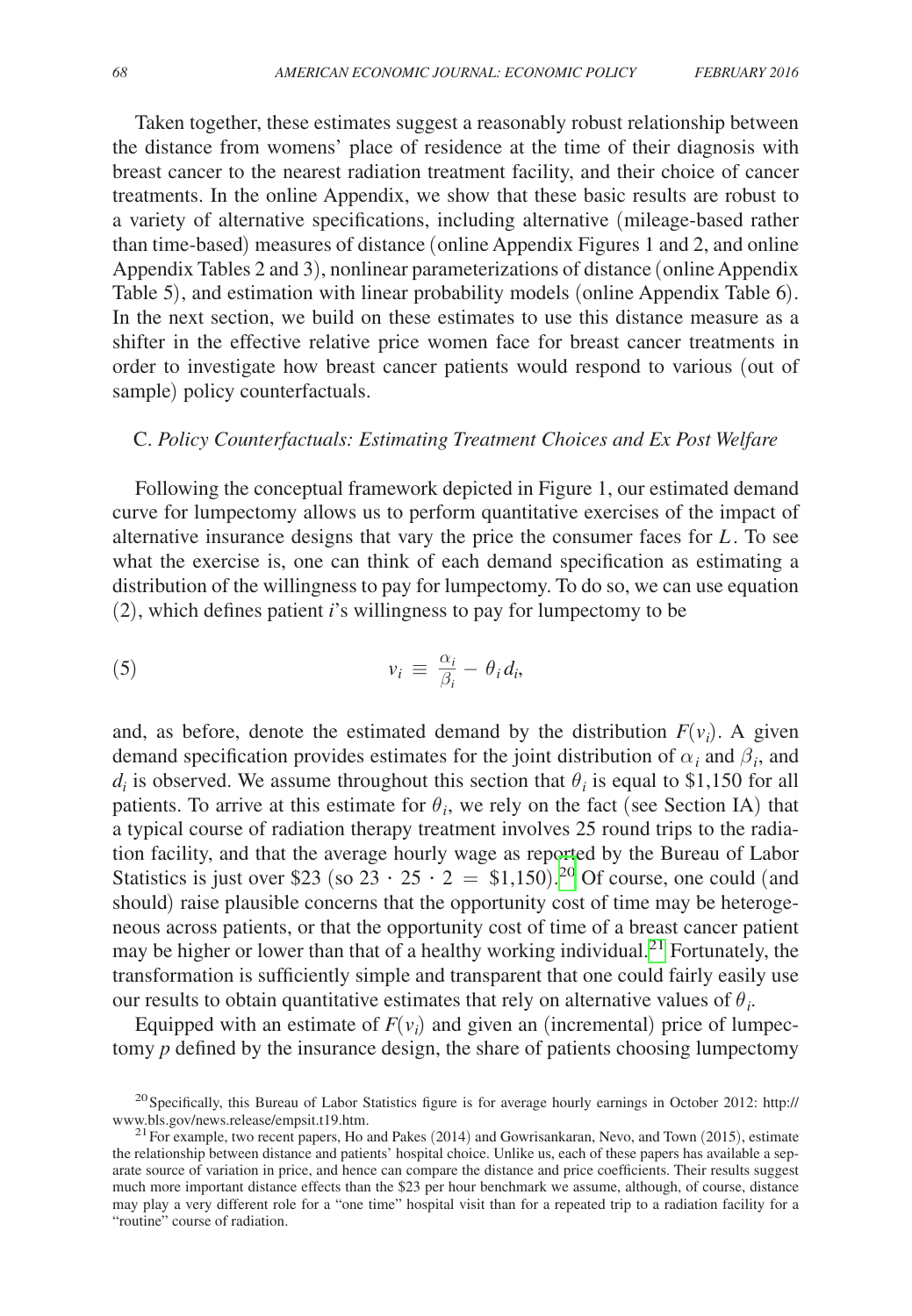Taken together, these estimates suggest a reasonably robust relationship between the distance from womens' place of residence at the time of their diagnosis with breast cancer to the nearest radiation treatment facility, and their choice of cancer treatments. In the online Appendix, we show that these basic results are robust to a variety of alternative specifications, including alternative (mileage-based rather than time-based) measures of distance (online Appendix Figures 1 and 2, and online Appendix Tables 2 and 3), nonlinear parameterizations of distance (online Appendix Table 5), and estimation with linear probability models (online Appendix Table 6). In the next section, we build on these estimates to use this distance measure as a shifter in the effective relative price women face for breast cancer treatments in order to investigate how breast cancer patients would respond to various (out of sample) policy counterfactuals.

### C. *Policy Counterfactuals: Estimating Treatment Choices and Ex Post Welfare*

Following the conceptual framework depicted in Figure 1, our estimated demand curve for lumpectomy allows us to perform quantitative exercises of the impact of alternative insurance designs that vary the price the consumer faces for $L$. To see what the exercise is, one can think of each demand specification as estimating a distribution of the willingness to pay for lumpectomy. To do so, we can use equation (2), which defines patient *i*'s willingness to pay for lumpectomy to be

$$v_i \equiv \frac{\alpha_i}{\beta_i} - \theta_i d_i, \tag{5}$$

and, as before, denote the estimated demand by the distribution $F(v_i)$. A given demand specification provides estimates for the joint distribution of $\alpha_i$ and $\beta_i$, and $d_i$ is observed. We assume throughout this section that $\theta_i$ is equal to \$1,150 for all patients. To arrive at this estimate for $\theta_i$, we rely on the fact (see Section IA) that a typical course of radiation therapy treatment involves 25 round trips to the radiation facility, and that the average hourly wage as reported by the Bureau of Labor Statistics is just over \$23 (so $23 \cdot 25 \cdot 2 = \$1{,}150$).[20] Of course, one could (and should) raise plausible concerns that the opportunity cost of time may be heterogeneous across patients, or that the opportunity cost of time of a breast cancer patient may be higher or lower than that of a healthy working individual.[21] Fortunately, the transformation is sufficiently simple and transparent that one could fairly easily use our results to obtain quantitative estimates that rely on alternative values of $\theta_i$.

Equipped with an estimate of $F(v_i)$ and given an (incremental) price of lumpectomy $p$ defined by the insurance design, the share of patients choosing lumpectomy

[20] Specifically, this Bureau of Labor Statistics figure is for average hourly earnings in October 2012: http://www.bls.gov/news.release/empsit.t19.htm.

[21] For example, two recent papers, Ho and Pakes (2014) and Gowrisankaran, Nevo, and Town (2015), estimate the relationship between distance and patients' hospital choice. Unlike us, each of these papers has available a separate source of variation in price, and hence can compare the distance and price coefficients. Their results suggest much more important distance effects than the \$23 per hour benchmark we assume, although, of course, distance may play a very different role for a "one time" hospital visit than for a repeated trip to a radiation facility for a "routine" course of radiation.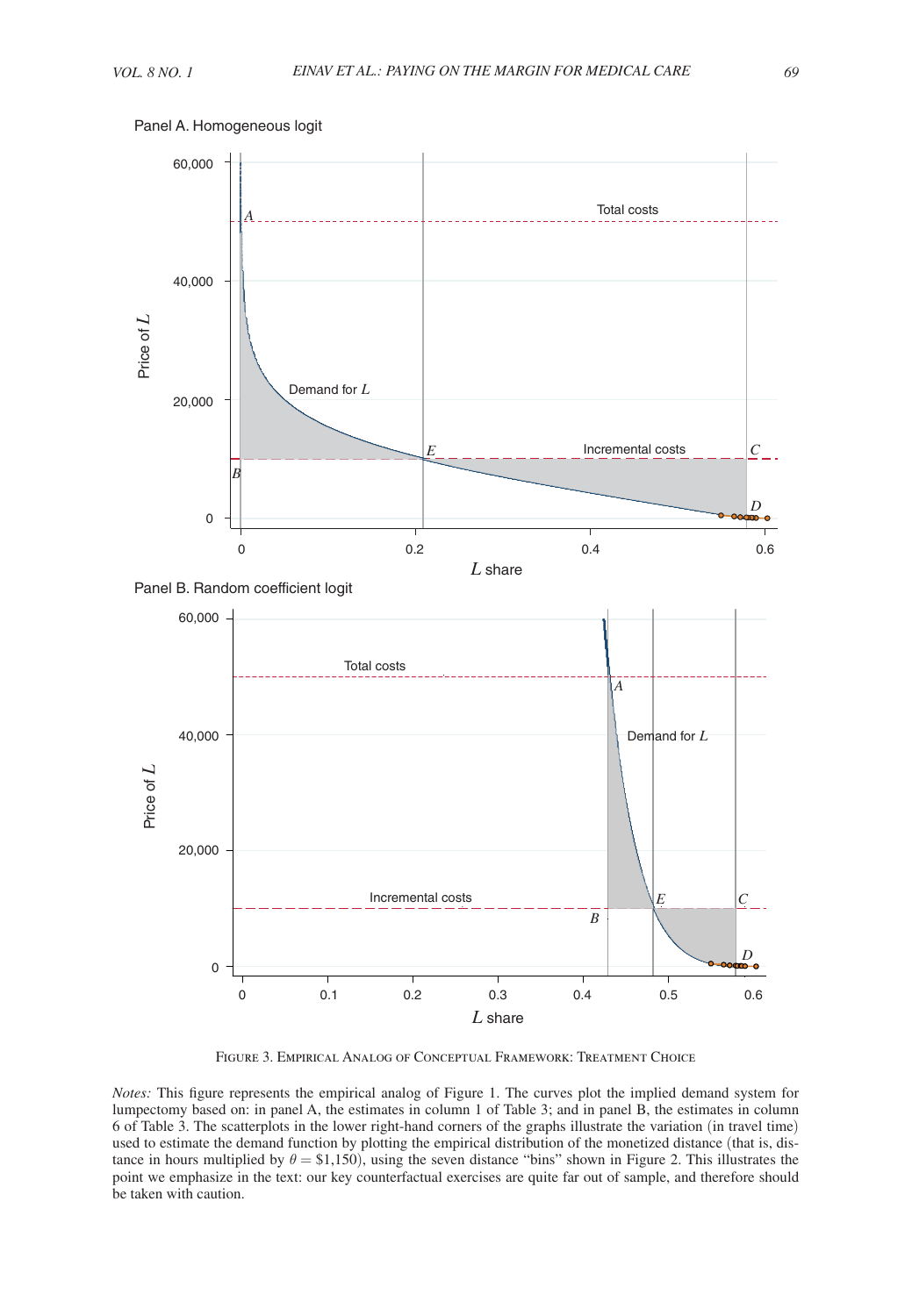Panel A. Homogeneous logit

60,000

40,000

20,000

0

Price of $L$

0

0.2

0.4

0.6

$L$ share

Total costs

Demand for $L$

Incremental costs

A

B

E

C

D

Panel B. Random coefficient logit

60,000

40,000

20,000

0

Price of $L$

0

0.1

0.2

0.3

0.4

0.5

0.6

$L$ share

Total costs

Demand for $L$

Incremental costs

A

B

E

C

D

Figure 3. Empirical Analog of Conceptual Framework: Treatment Choice

*Notes:* This figure represents the empirical analog of Figure 1. The curves plot the implied demand system for lumpectomy based on: in panel A, the estimates in column 1 of Table 3; and in panel B, the estimates in column 6 of Table 3. The scatterplots in the lower right-hand corners of the graphs illustrate the variation (in travel time) used to estimate the demand function by plotting the empirical distribution of the monetized distance (that is, distance in hours multiplied by $\theta = \$1{,}150$), using the seven distance "bins" shown in Figure 2. This illustrates the point we emphasize in the text: our key counterfactual exercises are quite far out of sample, and therefore should be taken with caution.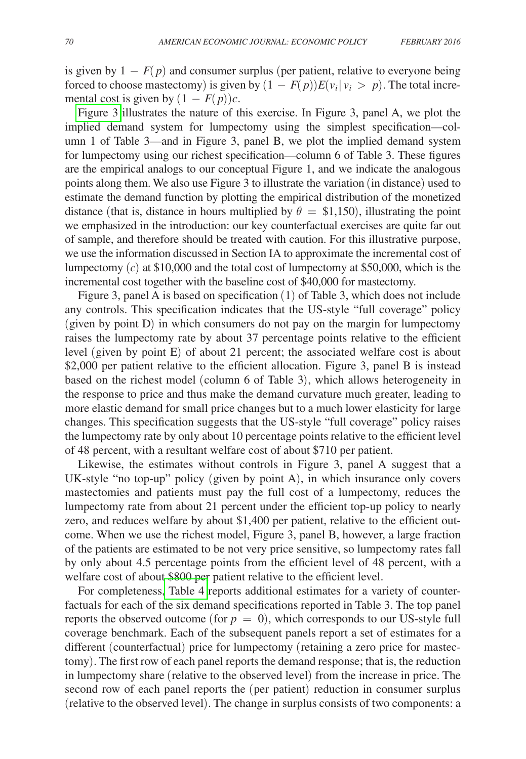is given by $1 - F(p)$ and consumer surplus (per patient, relative to everyone being forced to choose mastectomy) is given by $(1 - F(p))E(v_i | v_i > p)$. The total incremental cost is given by $(1 - F(p))c$.

Figure 3 illustrates the nature of this exercise. In Figure 3, panel A, we plot the implied demand system for lumpectomy using the simplest specification—column 1 of Table 3—and in Figure 3, panel B, we plot the implied demand system for lumpectomy using our richest specification—column 6 of Table 3. These figures are the empirical analogs to our conceptual Figure 1, and we indicate the analogous points along them. We also use Figure 3 to illustrate the variation (in distance) used to estimate the demand function by plotting the empirical distribution of the monetized distance (that is, distance in hours multiplied by $\theta = \$1{,}150$), illustrating the point we emphasized in the introduction: our key counterfactual exercises are quite far out of sample, and therefore should be treated with caution. For this illustrative purpose, we use the information discussed in Section IA to approximate the incremental cost of lumpectomy ($c$) at \$10,000 and the total cost of lumpectomy at \$50,000, which is the incremental cost together with the baseline cost of \$40,000 for mastectomy.

Figure 3, panel A is based on specification (1) of Table 3, which does not include any controls. This specification indicates that the US-style "full coverage" policy (given by point D) in which consumers do not pay on the margin for lumpectomy raises the lumpectomy rate by about 37 percentage points relative to the efficient level (given by point E) of about 21 percent; the associated welfare cost is about \$2,000 per patient relative to the efficient allocation. Figure 3, panel B is instead based on the richest model (column 6 of Table 3), which allows heterogeneity in the response to price and thus make the demand curvature much greater, leading to more elastic demand for small price changes but to a much lower elasticity for large changes. This specification suggests that the US-style "full coverage" policy raises the lumpectomy rate by only about 10 percentage points relative to the efficient level of 48 percent, with a resultant welfare cost of about \$710 per patient.

Likewise, the estimates without controls in Figure 3, panel A suggest that a UK-style "no top-up" policy (given by point A), in which insurance only covers mastectomies and patients must pay the full cost of a lumpectomy, reduces the lumpectomy rate from about 21 percent under the efficient top-up policy to nearly zero, and reduces welfare by about \$1,400 per patient, relative to the efficient outcome. When we use the richest model, Figure 3, panel B, however, a large fraction of the patients are estimated to be not very price sensitive, so lumpectomy rates fall by only about 4.5 percentage points from the efficient level of 48 percent, with a welfare cost of about \$800 per patient relative to the efficient level.

For completeness, Table 4 reports additional estimates for a variety of counterfactuals for each of the six demand specifications reported in Table 3. The top panel reports the observed outcome (for $p = 0$), which corresponds to our US-style full coverage benchmark. Each of the subsequent panels report a set of estimates for a different (counterfactual) price for lumpectomy (retaining a zero price for mastectomy). The first row of each panel reports the demand response; that is, the reduction in lumpectomy share (relative to the observed level) from the increase in price. The second row of each panel reports the (per patient) reduction in consumer surplus (relative to the observed level). The change in surplus consists of two components: a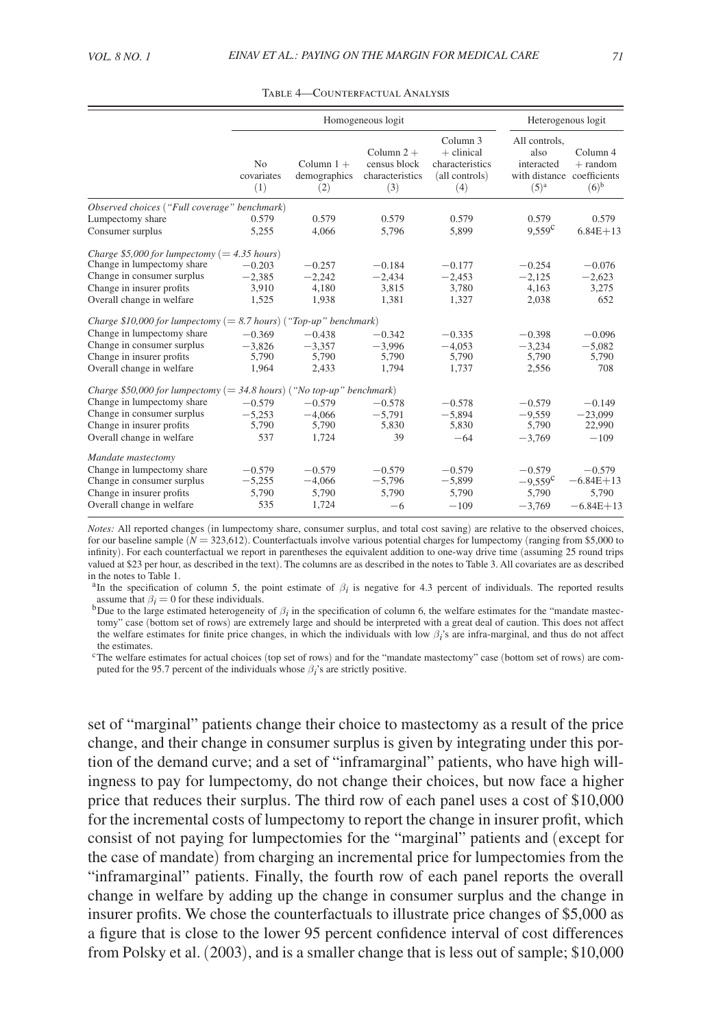Table 4—Counterfactual Analysis

| | Homogeneous logit | | | | Heterogenous logit | |
|---|---|---|---|---|---|---|
| | No covariates (1) | Column 1 + demographics (2) | Column 2 + census block characteristics (3) | Column 3 + clinical characteristics (all controls) (4) | All controls, also interacted with distance (5)[a] | Column 4 + random coefficients (6)[b] |
| *Observed choices ("Full coverage" benchmark)* | | | | | | |
| Lumpectomy share | 0.579 | 0.579 | 0.579 | 0.579 | 0.579 | 0.579 |
| Consumer surplus | 5,255 | 4,066 | 5,796 | 5,899 | 9,559[c] | 6.84E+13 |
| *Charge \$5,000 for lumpectomy (= 4.35 hours)* | | | | | | |
| Change in lumpectomy share | −0.203 | −0.257 | −0.184 | −0.177 | −0.254 | −0.076 |
| Change in consumer surplus | −2,385 | −2,242 | −2,434 | −2,453 | −2,125 | −2,623 |
| Change in insurer profits | 3,910 | 4,180 | 3,815 | 3,780 | 4,163 | 3,275 |
| Overall change in welfare | 1,525 | 1,938 | 1,381 | 1,327 | 2,038 | 652 |
| *Charge \$10,000 for lumpectomy (= 8.7 hours) ("Top-up" benchmark)* | | | | | | |
| Change in lumpectomy share | −0.369 | −0.438 | −0.342 | −0.335 | −0.398 | −0.096 |
| Change in consumer surplus | −3,826 | −3,357 | −3,996 | −4,053 | −3,234 | −5,082 |
| Change in insurer profits | 5,790 | 5,790 | 5,790 | 5,790 | 5,790 | 5,790 |
| Overall change in welfare | 1,964 | 2,433 | 1,794 | 1,737 | 2,556 | 708 |
| *Charge \$50,000 for lumpectomy (= 34.8 hours) ("No top-up" benchmark)* | | | | | | |
| Change in lumpectomy share | −0.579 | −0.579 | −0.578 | −0.578 | −0.579 | −0.149 |
| Change in consumer surplus | −5,253 | −4,066 | −5,791 | −5,894 | −9,559 | −23,099 |
| Change in insurer profits | 5,790 | 5,790 | 5,830 | 5,830 | 5,790 | 22,990 |
| Overall change in welfare | 537 | 1,724 | 39 | −64 | −3,769 | −109 |
| *Mandate mastectomy* | | | | | | |
| Change in lumpectomy share | −0.579 | −0.579 | −0.579 | −0.579 | −0.579 | −0.579 |
| Change in consumer surplus | −5,255 | −4,066 | −5,796 | −5,899 | −9,559[c] | −6.84E+13 |
| Change in insurer profits | 5,790 | 5,790 | 5,790 | 5,790 | 5,790 | 5,790 |
| Overall change in welfare | 535 | 1,724 | −6 | −109 | −3,769 | −6.84E+13 |

*Notes:* All reported changes (in lumpectomy share, consumer surplus, and total cost saving) are relative to the observed choices, for our baseline sample ($N = 323{,}612$). Counterfactuals involve various potential charges for lumpectomy (ranging from \$5,000 to infinity). For each counterfactual we report in parentheses the equivalent addition to one-way drive time (assuming 25 round trips valued at \$23 per hour, as described in the text). The columns are as described in the notes to Table 3. All covariates are as described in the notes to Table 1.

[a]In the specification of column 5, the point estimate of $\beta_i$ is negative for 4.3 percent of individuals. The reported results assume that $\beta_i = 0$ for these individuals.

[b]Due to the large estimated heterogeneity of $\beta_i$ in the specification of column 6, the welfare estimates for the "mandate mastectomy" case (bottom set of rows) are extremely large and should be interpreted with a great deal of caution. This does not affect the welfare estimates for finite price changes, in which the individuals with low $\beta_i$'s are infra-marginal, and thus do not affect the estimates.

[c]The welfare estimates for actual choices (top set of rows) and for the "mandate mastectomy" case (bottom set of rows) are computed for the 95.7 percent of the individuals whose $\beta_i$'s are strictly positive.

set of "marginal" patients change their choice to mastectomy as a result of the price change, and their change in consumer surplus is given by integrating under this portion of the demand curve; and a set of "inframarginal" patients, who have high willingness to pay for lumpectomy, do not change their choices, but now face a higher price that reduces their surplus. The third row of each panel uses a cost of \$10,000 for the incremental costs of lumpectomy to report the change in insurer profit, which consist of not paying for lumpectomies for the "marginal" patients and (except for the case of mandate) from charging an incremental price for lumpectomies from the "inframarginal" patients. Finally, the fourth row of each panel reports the overall change in welfare by adding up the change in consumer surplus and the change in insurer profits. We chose the counterfactuals to illustrate price changes of \$5,000 as a figure that is close to the lower 95 percent confidence interval of cost differences from Polsky et al. (2003), and is a smaller change that is less out of sample; \$10,000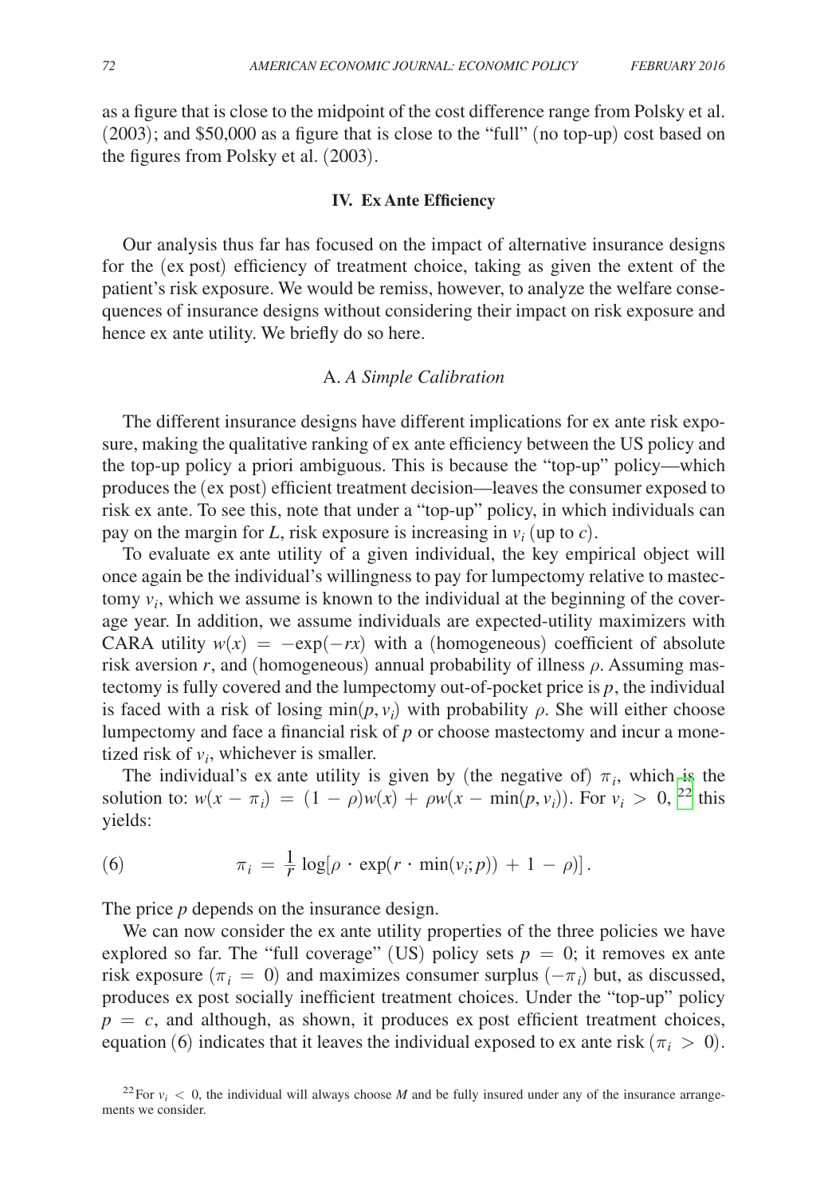as a figure that is close to the midpoint of the cost difference range from Polsky et al. (2003); and \$50,000 as a figure that is close to the "full" (no top-up) cost based on the figures from Polsky et al. (2003).

## IV. Ex Ante Efficiency

Our analysis thus far has focused on the impact of alternative insurance designs for the (ex post) efficiency of treatment choice, taking as given the extent of the patient's risk exposure. We would be remiss, however, to analyze the welfare consequences of insurance designs without considering their impact on risk exposure and hence ex ante utility. We briefly do so here.

### A. *A Simple Calibration*

The different insurance designs have different implications for ex ante risk exposure, making the qualitative ranking of ex ante efficiency between the US policy and the top-up policy a priori ambiguous. This is because the "top-up" policy—which produces the (ex post) efficient treatment decision—leaves the consumer exposed to risk ex ante. To see this, note that under a "top-up" policy, in which individuals can pay on the margin for $L$, risk exposure is increasing in $v_i$ (up to $c$).

To evaluate ex ante utility of a given individual, the key empirical object will once again be the individual's willingness to pay for lumpectomy relative to mastectomy $v_i$, which we assume is known to the individual at the beginning of the coverage year. In addition, we assume individuals are expected-utility maximizers with CARA utility $w(x) = -\exp(-rx)$ with a (homogeneous) coefficient of absolute risk aversion $r$, and (homogeneous) annual probability of illness $\rho$. Assuming mastectomy is fully covered and the lumpectomy out-of-pocket price is $p$, the individual is faced with a risk of losing $\min(p, v_i)$ with probability $\rho$. She will either choose lumpectomy and face a financial risk of $p$ or choose mastectomy and incur a monetized risk of $v_i$, whichever is smaller.

The individual's ex ante utility is given by (the negative of) $\pi_i$, which is the solution to: $w(x - \pi_i) = (1 - \rho)w(x) + \rho w(x - \min(p, v_i))$. For $v_i > 0$, [22] this yields:

$$\pi_i = \frac{1}{r}\log[\rho \cdot \exp(r \cdot \min(v_i; p)) + 1 - \rho)]. \tag{6}$$

The price $p$ depends on the insurance design.

We can now consider the ex ante utility properties of the three policies we have explored so far. The "full coverage" (US) policy sets $p = 0$; it removes ex ante risk exposure ($\pi_i = 0$) and maximizes consumer surplus ($-\pi_i$) but, as discussed, produces ex post socially inefficient treatment choices. Under the "top-up" policy $p = c$, and although, as shown, it produces ex post efficient treatment choices, equation (6) indicates that it leaves the individual exposed to ex ante risk ($\pi_i > 0$).

[22] For $v_i < 0$, the individual will always choose $M$ and be fully insured under any of the insurance arrangements we consider.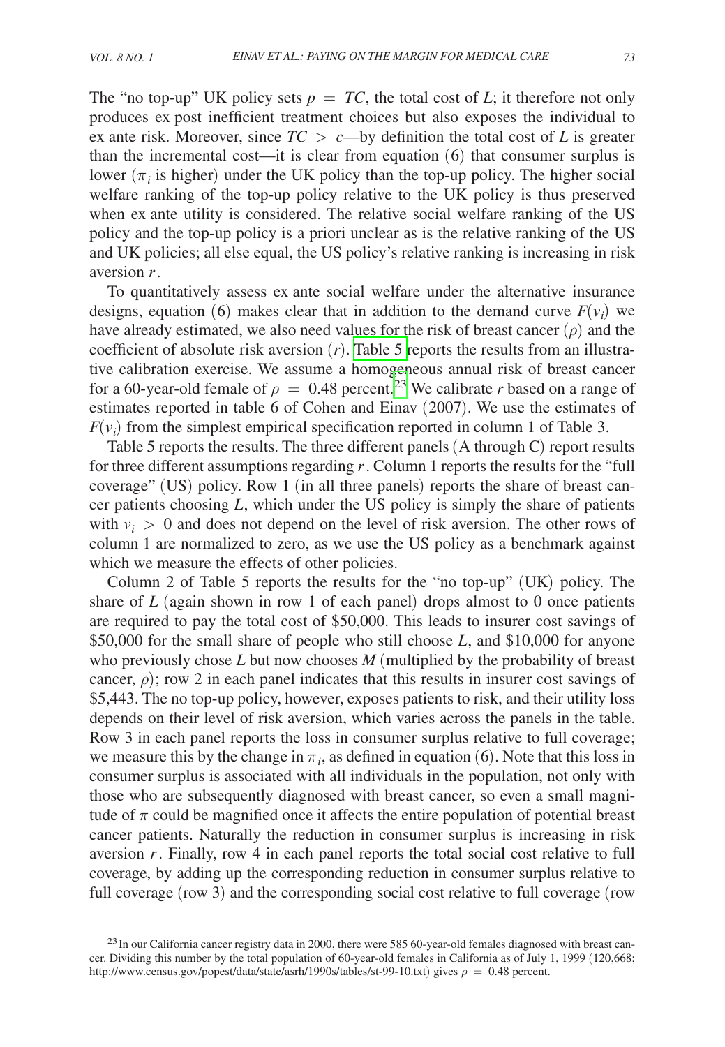The "no top-up" UK policy sets $p = TC$, the total cost of $L$; it therefore not only produces ex post inefficient treatment choices but also exposes the individual to ex ante risk. Moreover, since $TC > c$—by definition the total cost of $L$ is greater than the incremental cost—it is clear from equation (6) that consumer surplus is lower ($\pi_i$ is higher) under the UK policy than the top-up policy. The higher social welfare ranking of the top-up policy relative to the UK policy is thus preserved when ex ante utility is considered. The relative social welfare ranking of the US policy and the top-up policy is a priori unclear as is the relative ranking of the US and UK policies; all else equal, the US policy's relative ranking is increasing in risk aversion $r$.

To quantitatively assess ex ante social welfare under the alternative insurance designs, equation (6) makes clear that in addition to the demand curve $F(v_i)$ we have already estimated, we also need values for the risk of breast cancer ($\rho$) and the coefficient of absolute risk aversion ($r$). Table 5 reports the results from an illustrative calibration exercise. We assume a homogeneous annual risk of breast cancer for a 60-year-old female of $\rho = 0.48$ percent.[23] We calibrate $r$ based on a range of estimates reported in table 6 of Cohen and Einav (2007). We use the estimates of $F(v_i)$ from the simplest empirical specification reported in column 1 of Table 3.

Table 5 reports the results. The three different panels (A through C) report results for three different assumptions regarding $r$. Column 1 reports the results for the "full coverage" (US) policy. Row 1 (in all three panels) reports the share of breast cancer patients choosing $L$, which under the US policy is simply the share of patients with $v_i > 0$ and does not depend on the level of risk aversion. The other rows of column 1 are normalized to zero, as we use the US policy as a benchmark against which we measure the effects of other policies.

Column 2 of Table 5 reports the results for the "no top-up" (UK) policy. The share of $L$ (again shown in row 1 of each panel) drops almost to 0 once patients are required to pay the total cost of \$50,000. This leads to insurer cost savings of \$50,000 for the small share of people who still choose $L$, and \$10,000 for anyone who previously chose $L$ but now chooses $M$ (multiplied by the probability of breast cancer, $\rho$); row 2 in each panel indicates that this results in insurer cost savings of \$5,443. The no top-up policy, however, exposes patients to risk, and their utility loss depends on their level of risk aversion, which varies across the panels in the table. Row 3 in each panel reports the loss in consumer surplus relative to full coverage; we measure this by the change in $\pi_i$, as defined in equation (6). Note that this loss in consumer surplus is associated with all individuals in the population, not only with those who are subsequently diagnosed with breast cancer, so even a small magnitude of $\pi$ could be magnified once it affects the entire population of potential breast cancer patients. Naturally the reduction in consumer surplus is increasing in risk aversion $r$. Finally, row 4 in each panel reports the total social cost relative to full coverage, by adding up the corresponding reduction in consumer surplus relative to full coverage (row 3) and the corresponding social cost relative to full coverage (row

[23] In our California cancer registry data in 2000, there were 585 60-year-old females diagnosed with breast cancer. Dividing this number by the total population of 60-year-old females in California as of July 1, 1999 (120,668; http://www.census.gov/popest/data/state/asrh/1990s/tables/st-99-10.txt) gives $\rho = 0.48$ percent.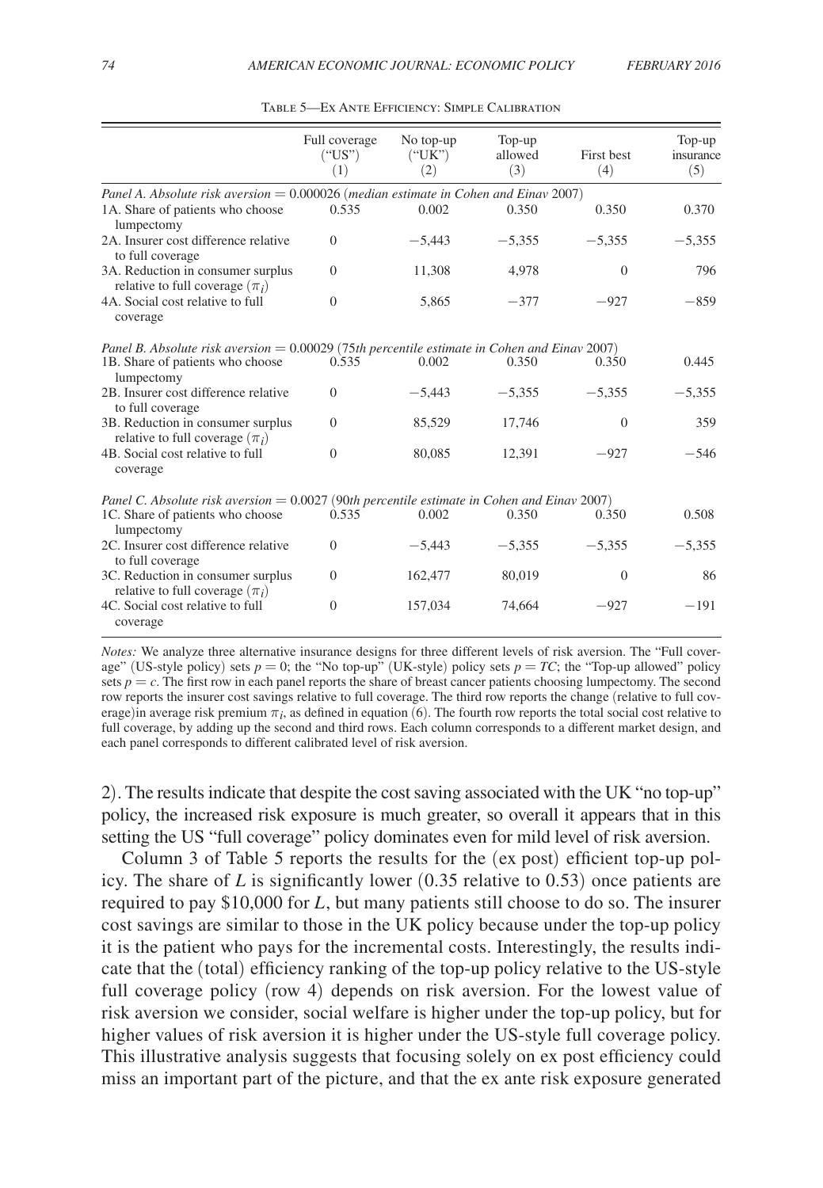Table 5—Ex Ante Efficiency: Simple Calibration

| | Full coverage ("US") (1) | No top-up ("UK") (2) | Top-up allowed (3) | First best (4) | Top-up insurance (5) |
|---|---|---|---|---|---|
| *Panel A. Absolute risk aversion* = 0.000026 (*median estimate in Cohen and Einav* 2007) | | | | | |
| 1A. Share of patients who choose lumpectomy | 0.535 | 0.002 | 0.350 | 0.350 | 0.370 |
| 2A. Insurer cost difference relative to full coverage | 0 | −5,443 | −5,355 | −5,355 | −5,355 |
| 3A. Reduction in consumer surplus relative to full coverage ($\pi_i$) | 0 | 11,308 | 4,978 | 0 | 796 |
| 4A. Social cost relative to full coverage | 0 | 5,865 | −377 | −927 | −859 |
| *Panel B. Absolute risk aversion* = 0.00029 (*75th percentile estimate in Cohen and Einav* 2007) | | | | | |
| 1B. Share of patients who choose lumpectomy | 0.535 | 0.002 | 0.350 | 0.350 | 0.445 |
| 2B. Insurer cost difference relative to full coverage | 0 | −5,443 | −5,355 | −5,355 | −5,355 |
| 3B. Reduction in consumer surplus relative to full coverage ($\pi_i$) | 0 | 85,529 | 17,746 | 0 | 359 |
| 4B. Social cost relative to full coverage | 0 | 80,085 | 12,391 | −927 | −546 |
| *Panel C. Absolute risk aversion* = 0.0027 (*90th percentile estimate in Cohen and Einav* 2007) | | | | | |
| 1C. Share of patients who choose lumpectomy | 0.535 | 0.002 | 0.350 | 0.350 | 0.508 |
| 2C. Insurer cost difference relative to full coverage | 0 | −5,443 | −5,355 | −5,355 | −5,355 |
| 3C. Reduction in consumer surplus relative to full coverage ($\pi_i$) | 0 | 162,477 | 80,019 | 0 | 86 |
| 4C. Social cost relative to full coverage | 0 | 157,034 | 74,664 | −927 | −191 |

*Notes:* We analyze three alternative insurance designs for three different levels of risk aversion. The "Full coverage" (US-style policy) sets $p = 0$; the "No top-up" (UK-style) policy sets $p = TC$; the "Top-up allowed" policy sets $p = c$. The first row in each panel reports the share of breast cancer patients choosing lumpectomy. The second row reports the insurer cost savings relative to full coverage. The third row reports the change (relative to full coverage)in average risk premium $\pi_i$, as defined in equation (6). The fourth row reports the total social cost relative to full coverage, by adding up the second and third rows. Each column corresponds to a different market design, and each panel corresponds to different calibrated level of risk aversion.

2). The results indicate that despite the cost saving associated with the UK "no top-up" policy, the increased risk exposure is much greater, so overall it appears that in this setting the US "full coverage" policy dominates even for mild level of risk aversion.

Column 3 of Table 5 reports the results for the (ex post) efficient top-up policy. The share of $L$ is significantly lower (0.35 relative to 0.53) once patients are required to pay \$10,000 for $L$, but many patients still choose to do so. The insurer cost savings are similar to those in the UK policy because under the top-up policy it is the patient who pays for the incremental costs. Interestingly, the results indicate that the (total) efficiency ranking of the top-up policy relative to the US-style full coverage policy (row 4) depends on risk aversion. For the lowest value of risk aversion we consider, social welfare is higher under the top-up policy, but for higher values of risk aversion it is higher under the US-style full coverage policy. This illustrative analysis suggests that focusing solely on ex post efficiency could miss an important part of the picture, and that the ex ante risk exposure generated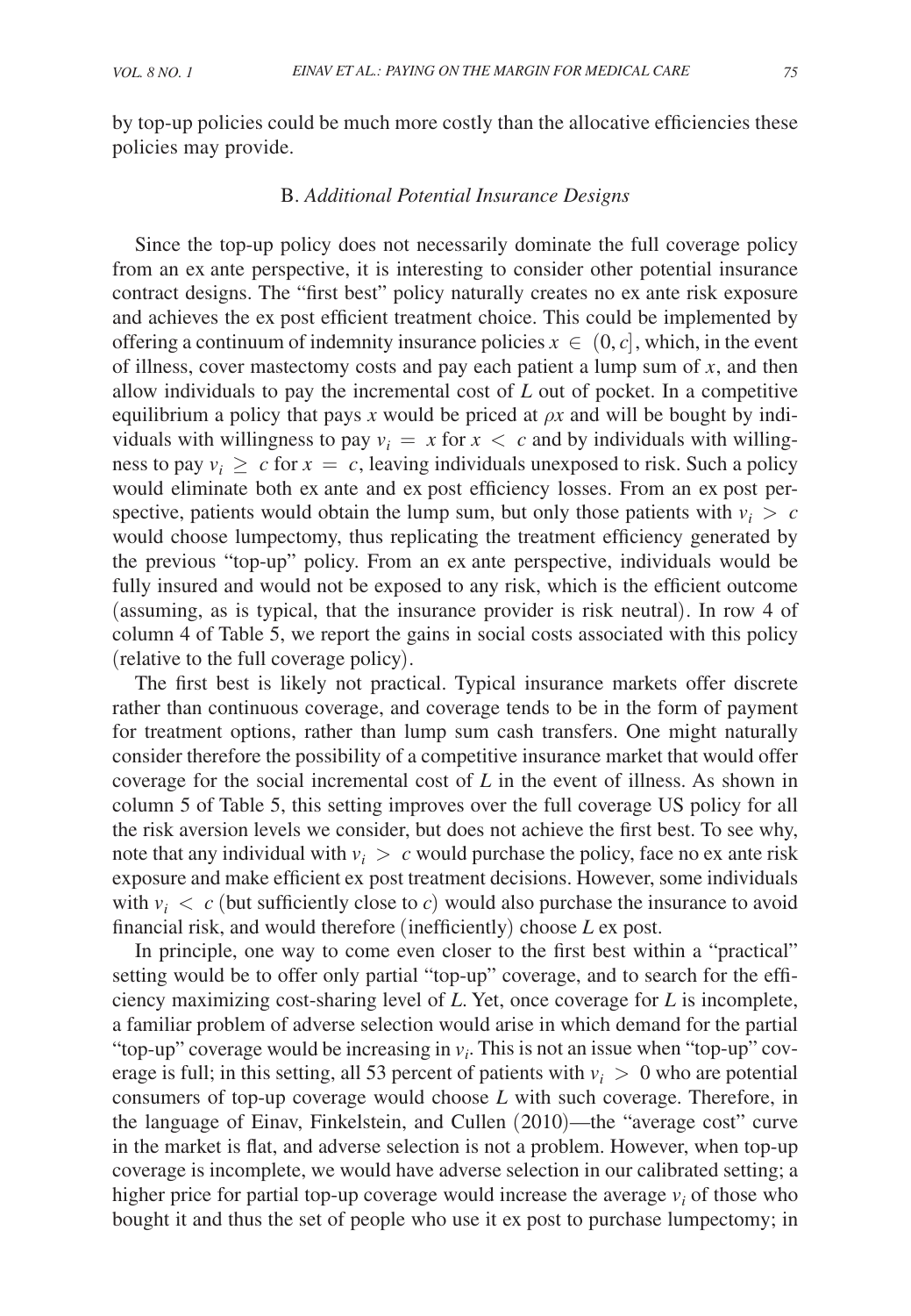by top-up policies could be much more costly than the allocative efficiencies these policies may provide.

### B. *Additional Potential Insurance Designs*

Since the top-up policy does not necessarily dominate the full coverage policy from an ex ante perspective, it is interesting to consider other potential insurance contract designs. The "first best" policy naturally creates no ex ante risk exposure and achieves the ex post efficient treatment choice. This could be implemented by offering a continuum of indemnity insurance policies $x \in (0, c]$, which, in the event of illness, cover mastectomy costs and pay each patient a lump sum of $x$, and then allow individuals to pay the incremental cost of $L$ out of pocket. In a competitive equilibrium a policy that pays $x$ would be priced at $\rho x$ and will be bought by individuals with willingness to pay $v_i = x$ for $x < c$ and by individuals with willingness to pay $v_i \geq c$ for $x = c$, leaving individuals unexposed to risk. Such a policy would eliminate both ex ante and ex post efficiency losses. From an ex post perspective, patients would obtain the lump sum, but only those patients with $v_i > c$ would choose lumpectomy, thus replicating the treatment efficiency generated by the previous "top-up" policy. From an ex ante perspective, individuals would be fully insured and would not be exposed to any risk, which is the efficient outcome (assuming, as is typical, that the insurance provider is risk neutral). In row 4 of column 4 of Table 5, we report the gains in social costs associated with this policy (relative to the full coverage policy).

The first best is likely not practical. Typical insurance markets offer discrete rather than continuous coverage, and coverage tends to be in the form of payment for treatment options, rather than lump sum cash transfers. One might naturally consider therefore the possibility of a competitive insurance market that would offer coverage for the social incremental cost of $L$ in the event of illness. As shown in column 5 of Table 5, this setting improves over the full coverage US policy for all the risk aversion levels we consider, but does not achieve the first best. To see why, note that any individual with $v_i > c$ would purchase the policy, face no ex ante risk exposure and make efficient ex post treatment decisions. However, some individuals with $v_i < c$ (but sufficiently close to $c$) would also purchase the insurance to avoid financial risk, and would therefore (inefficiently) choose $L$ ex post.

In principle, one way to come even closer to the first best within a "practical" setting would be to offer only partial "top-up" coverage, and to search for the efficiency maximizing cost-sharing level of $L$. Yet, once coverage for $L$ is incomplete, a familiar problem of adverse selection would arise in which demand for the partial "top-up" coverage would be increasing in $v_i$. This is not an issue when "top-up" coverage is full; in this setting, all 53 percent of patients with $v_i > 0$ who are potential consumers of top-up coverage would choose $L$ with such coverage. Therefore, in the language of Einav, Finkelstein, and Cullen (2010)—the "average cost" curve in the market is flat, and adverse selection is not a problem. However, when top-up coverage is incomplete, we would have adverse selection in our calibrated setting; a higher price for partial top-up coverage would increase the average $v_i$ of those who bought it and thus the set of people who use it ex post to purchase lumpectomy; in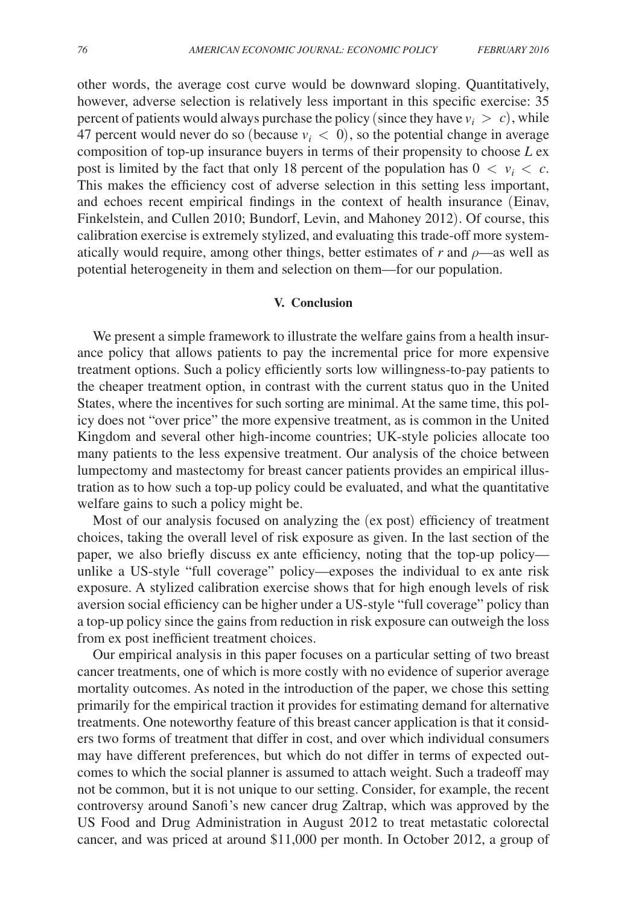other words, the average cost curve would be downward sloping. Quantitatively, however, adverse selection is relatively less important in this specific exercise: 35 percent of patients would always purchase the policy (since they have $v_i > c$), while 47 percent would never do so (because $v_i < 0$), so the potential change in average composition of top-up insurance buyers in terms of their propensity to choose $L$ ex post is limited by the fact that only 18 percent of the population has $0 < v_i < c$. This makes the efficiency cost of adverse selection in this setting less important, and echoes recent empirical findings in the context of health insurance (Einav, Finkelstein, and Cullen 2010; Bundorf, Levin, and Mahoney 2012). Of course, this calibration exercise is extremely stylized, and evaluating this trade-off more systematically would require, among other things, better estimates of $r$ and $\rho$—as well as potential heterogeneity in them and selection on them—for our population.

## V. Conclusion

We present a simple framework to illustrate the welfare gains from a health insurance policy that allows patients to pay the incremental price for more expensive treatment options. Such a policy efficiently sorts low willingness-to-pay patients to the cheaper treatment option, in contrast with the current status quo in the United States, where the incentives for such sorting are minimal. At the same time, this policy does not "over price" the more expensive treatment, as is common in the United Kingdom and several other high-income countries; UK-style policies allocate too many patients to the less expensive treatment. Our analysis of the choice between lumpectomy and mastectomy for breast cancer patients provides an empirical illustration as to how such a top-up policy could be evaluated, and what the quantitative welfare gains to such a policy might be.

Most of our analysis focused on analyzing the (ex post) efficiency of treatment choices, taking the overall level of risk exposure as given. In the last section of the paper, we also briefly discuss ex ante efficiency, noting that the top-up policy—unlike a US-style "full coverage" policy—exposes the individual to ex ante risk exposure. A stylized calibration exercise shows that for high enough levels of risk aversion social efficiency can be higher under a US-style "full coverage" policy than a top-up policy since the gains from reduction in risk exposure can outweigh the loss from ex post inefficient treatment choices.

Our empirical analysis in this paper focuses on a particular setting of two breast cancer treatments, one of which is more costly with no evidence of superior average mortality outcomes. As noted in the introduction of the paper, we chose this setting primarily for the empirical traction it provides for estimating demand for alternative treatments. One noteworthy feature of this breast cancer application is that it considers two forms of treatment that differ in cost, and over which individual consumers may have different preferences, but which do not differ in terms of expected outcomes to which the social planner is assumed to attach weight. Such a tradeoff may not be common, but it is not unique to our setting. Consider, for example, the recent controversy around Sanofi's new cancer drug Zaltrap, which was approved by the US Food and Drug Administration in August 2012 to treat metastatic colorectal cancer, and was priced at around \$11,000 per month. In October 2012, a group of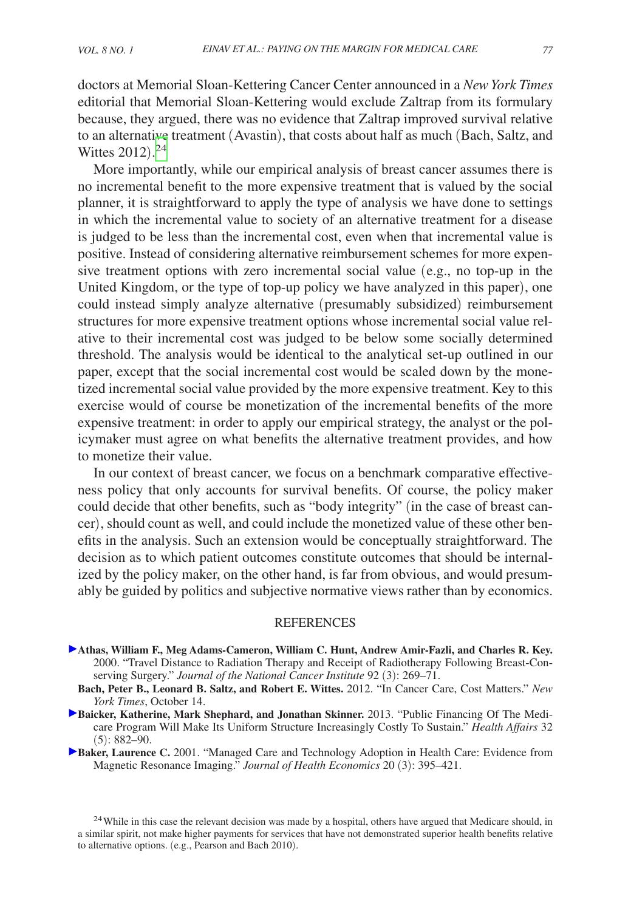doctors at Memorial Sloan-Kettering Cancer Center announced in a *New York Times* editorial that Memorial Sloan-Kettering would exclude Zaltrap from its formulary because, they argued, there was no evidence that Zaltrap improved survival relative to an alternative treatment (Avastin), that costs about half as much (Bach, Saltz, and Wittes 2012).[24]

More importantly, while our empirical analysis of breast cancer assumes there is no incremental benefit to the more expensive treatment that is valued by the social planner, it is straightforward to apply the type of analysis we have done to settings in which the incremental value to society of an alternative treatment for a disease is judged to be less than the incremental cost, even when that incremental value is positive. Instead of considering alternative reimbursement schemes for more expensive treatment options with zero incremental social value (e.g., no top-up in the United Kingdom, or the type of top-up policy we have analyzed in this paper), one could instead simply analyze alternative (presumably subsidized) reimbursement structures for more expensive treatment options whose incremental social value relative to their incremental cost was judged to be below some socially determined threshold. The analysis would be identical to the analytical set-up outlined in our paper, except that the social incremental cost would be scaled down by the monetized incremental social value provided by the more expensive treatment. Key to this exercise would of course be monetization of the incremental benefits of the more expensive treatment: in order to apply our empirical strategy, the analyst or the policymaker must agree on what benefits the alternative treatment provides, and how to monetize their value.

In our context of breast cancer, we focus on a benchmark comparative effectiveness policy that only accounts for survival benefits. Of course, the policy maker could decide that other benefits, such as "body integrity" (in the case of breast cancer), should count as well, and could include the monetized value of these other benefits in the analysis. Such an extension would be conceptually straightforward. The decision as to which patient outcomes constitute outcomes that should be internalized by the policy maker, on the other hand, is far from obvious, and would presumably be guided by politics and subjective normative views rather than by economics.

## REFERENCES

**Athas, William F., Meg Adams-Cameron, William C. Hunt, Andrew Amir-Fazli, and Charles R. Key.** 2000. "Travel Distance to Radiation Therapy and Receipt of Radiotherapy Following Breast-Conserving Surgery." *Journal of the National Cancer Institute* 92 (3): 269–71.

**Bach, Peter B., Leonard B. Saltz, and Robert E. Wittes.** 2012. "In Cancer Care, Cost Matters." *New York Times*, October 14.

**Baicker, Katherine, Mark Shephard, and Jonathan Skinner.** 2013. "Public Financing Of The Medicare Program Will Make Its Uniform Structure Increasingly Costly To Sustain." *Health Affairs* 32 (5): 882–90.

**Baker, Laurence C.** 2001. "Managed Care and Technology Adoption in Health Care: Evidence from Magnetic Resonance Imaging." *Journal of Health Economics* 20 (3): 395–421.

[24] While in this case the relevant decision was made by a hospital, others have argued that Medicare should, in a similar spirit, not make higher payments for services that have not demonstrated superior health benefits relative to alternative options. (e.g., Pearson and Bach 2010).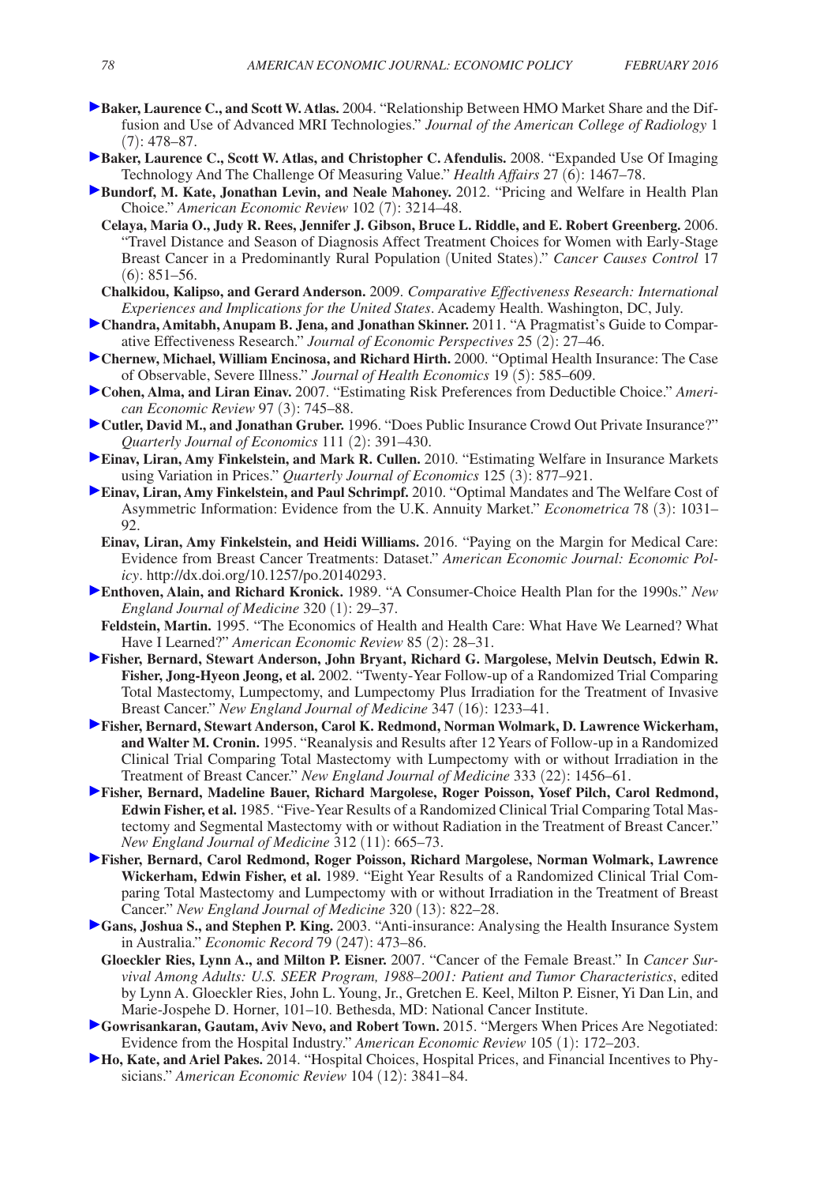**Baker, Laurence C., and Scott W. Atlas.** 2004. "Relationship Between HMO Market Share and the Diffusion and Use of Advanced MRI Technologies." *Journal of the American College of Radiology* 1 (7): 478–87.

**Baker, Laurence C., Scott W. Atlas, and Christopher C. Afendulis.** 2008. "Expanded Use Of Imaging Technology And The Challenge Of Measuring Value." *Health Affairs* 27 (6): 1467–78.

**Bundorf, M. Kate, Jonathan Levin, and Neale Mahoney.** 2012. "Pricing and Welfare in Health Plan Choice." *American Economic Review* 102 (7): 3214–48.

**Celaya, Maria O., Judy R. Rees, Jennifer J. Gibson, Bruce L. Riddle, and E. Robert Greenberg.** 2006. "Travel Distance and Season of Diagnosis Affect Treatment Choices for Women with Early-Stage Breast Cancer in a Predominantly Rural Population (United States)." *Cancer Causes Control* 17 (6): 851–56.

**Chalkidou, Kalipso, and Gerard Anderson.** 2009. *Comparative Effectiveness Research: International Experiences and Implications for the United States*. Academy Health. Washington, DC, July.

**Chandra, Amitabh, Anupam B. Jena, and Jonathan Skinner.** 2011. "A Pragmatist's Guide to Comparative Effectiveness Research." *Journal of Economic Perspectives* 25 (2): 27–46.

**Chernew, Michael, William Encinosa, and Richard Hirth.** 2000. "Optimal Health Insurance: The Case of Observable, Severe Illness." *Journal of Health Economics* 19 (5): 585–609.

**Cohen, Alma, and Liran Einav.** 2007. "Estimating Risk Preferences from Deductible Choice." *American Economic Review* 97 (3): 745–88.

**Cutler, David M., and Jonathan Gruber.** 1996. "Does Public Insurance Crowd Out Private Insurance?" *Quarterly Journal of Economics* 111 (2): 391–430.

**Einav, Liran, Amy Finkelstein, and Mark R. Cullen.** 2010. "Estimating Welfare in Insurance Markets using Variation in Prices." *Quarterly Journal of Economics* 125 (3): 877–921.

**Einav, Liran, Amy Finkelstein, and Paul Schrimpf.** 2010. "Optimal Mandates and The Welfare Cost of Asymmetric Information: Evidence from the U.K. Annuity Market." *Econometrica* 78 (3): 1031–92.

**Einav, Liran, Amy Finkelstein, and Heidi Williams.** 2016. "Paying on the Margin for Medical Care: Evidence from Breast Cancer Treatments: Dataset." *American Economic Journal: Economic Policy*. http://dx.doi.org/10.1257/po.20140293.

**Enthoven, Alain, and Richard Kronick.** 1989. "A Consumer-Choice Health Plan for the 1990s." *New England Journal of Medicine* 320 (1): 29–37.

**Feldstein, Martin.** 1995. "The Economics of Health and Health Care: What Have We Learned? What Have I Learned?" *American Economic Review* 85 (2): 28–31.

**Fisher, Bernard, Stewart Anderson, John Bryant, Richard G. Margolese, Melvin Deutsch, Edwin R. Fisher, Jong-Hyeon Jeong, et al.** 2002. "Twenty-Year Follow-up of a Randomized Trial Comparing Total Mastectomy, Lumpectomy, and Lumpectomy Plus Irradiation for the Treatment of Invasive Breast Cancer." *New England Journal of Medicine* 347 (16): 1233–41.

**Fisher, Bernard, Stewart Anderson, Carol K. Redmond, Norman Wolmark, D. Lawrence Wickerham, and Walter M. Cronin.** 1995. "Reanalysis and Results after 12 Years of Follow-up in a Randomized Clinical Trial Comparing Total Mastectomy with Lumpectomy with or without Irradiation in the Treatment of Breast Cancer." *New England Journal of Medicine* 333 (22): 1456–61.

**Fisher, Bernard, Madeline Bauer, Richard Margolese, Roger Poisson, Yosef Pilch, Carol Redmond, Edwin Fisher, et al.** 1985. "Five-Year Results of a Randomized Clinical Trial Comparing Total Mastectomy and Segmental Mastectomy with or without Radiation in the Treatment of Breast Cancer." *New England Journal of Medicine* 312 (11): 665–73.

**Fisher, Bernard, Carol Redmond, Roger Poisson, Richard Margolese, Norman Wolmark, Lawrence Wickerham, Edwin Fisher, et al.** 1989. "Eight Year Results of a Randomized Clinical Trial Comparing Total Mastectomy and Lumpectomy with or without Irradiation in the Treatment of Breast Cancer." *New England Journal of Medicine* 320 (13): 822–28.

**Gans, Joshua S., and Stephen P. King.** 2003. "Anti-insurance: Analysing the Health Insurance System in Australia." *Economic Record* 79 (247): 473–86.

**Gloeckler Ries, Lynn A., and Milton P. Eisner.** 2007. "Cancer of the Female Breast." In *Cancer Survival Among Adults: U.S. SEER Program, 1988–2001: Patient and Tumor Characteristics*, edited by Lynn A. Gloeckler Ries, John L. Young, Jr., Gretchen E. Keel, Milton P. Eisner, Yi Dan Lin, and Marie-Jospehe D. Horner, 101–10. Bethesda, MD: National Cancer Institute.

**Gowrisankaran, Gautam, Aviv Nevo, and Robert Town.** 2015. "Mergers When Prices Are Negotiated: Evidence from the Hospital Industry." *American Economic Review* 105 (1): 172–203.

**Ho, Kate, and Ariel Pakes.** 2014. "Hospital Choices, Hospital Prices, and Financial Incentives to Physicians." *American Economic Review* 104 (12): 3841–84.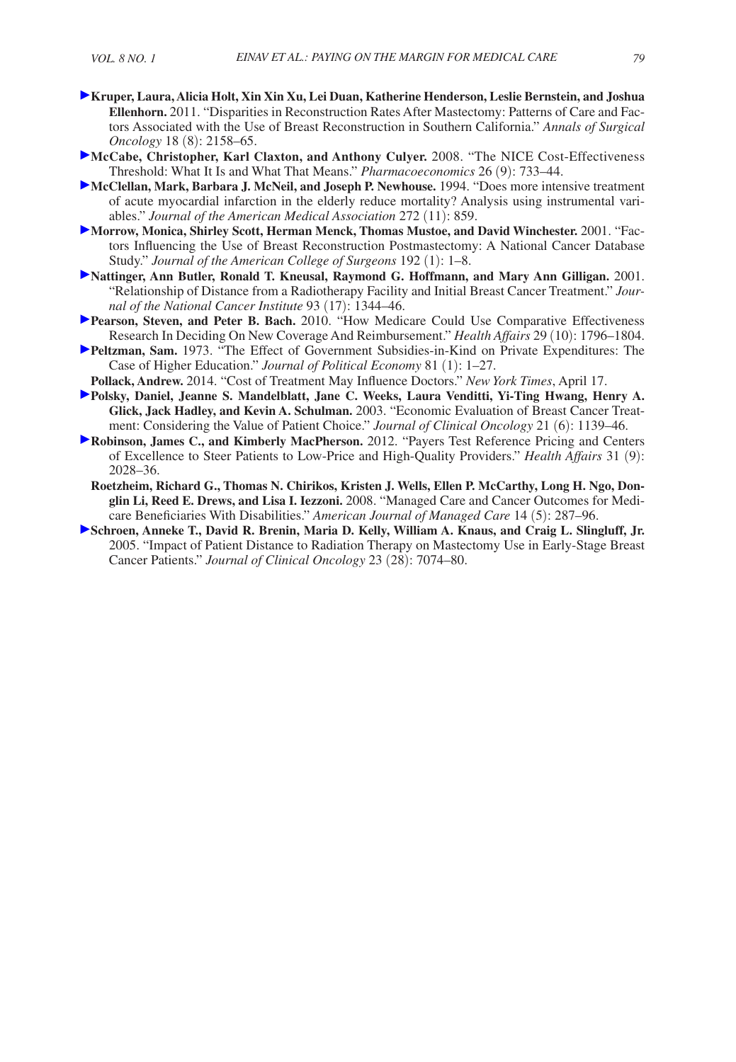**Kruper, Laura, Alicia Holt, Xin Xin Xu, Lei Duan, Katherine Henderson, Leslie Bernstein, and Joshua Ellenhorn.** 2011. "Disparities in Reconstruction Rates After Mastectomy: Patterns of Care and Factors Associated with the Use of Breast Reconstruction in Southern California." *Annals of Surgical Oncology* 18 (8): 2158–65.

**McCabe, Christopher, Karl Claxton, and Anthony Culyer.** 2008. "The NICE Cost-Effectiveness Threshold: What It Is and What That Means." *Pharmacoeconomics* 26 (9): 733–44.

**McClellan, Mark, Barbara J. McNeil, and Joseph P. Newhouse.** 1994. "Does more intensive treatment of acute myocardial infarction in the elderly reduce mortality? Analysis using instrumental variables." *Journal of the American Medical Association* 272 (11): 859.

**Morrow, Monica, Shirley Scott, Herman Menck, Thomas Mustoe, and David Winchester.** 2001. "Factors Influencing the Use of Breast Reconstruction Postmastectomy: A National Cancer Database Study." *Journal of the American College of Surgeons* 192 (1): 1–8.

**Nattinger, Ann Butler, Ronald T. Kneusal, Raymond G. Hoffmann, and Mary Ann Gilligan.** 2001. "Relationship of Distance from a Radiotherapy Facility and Initial Breast Cancer Treatment." *Journal of the National Cancer Institute* 93 (17): 1344–46.

**Pearson, Steven, and Peter B. Bach.** 2010. "How Medicare Could Use Comparative Effectiveness Research In Deciding On New Coverage And Reimbursement." *Health Affairs* 29 (10): 1796–1804.

**Peltzman, Sam.** 1973. "The Effect of Government Subsidies-in-Kind on Private Expenditures: The Case of Higher Education." *Journal of Political Economy* 81 (1): 1–27.

**Pollack, Andrew.** 2014. "Cost of Treatment May Influence Doctors." *New York Times*, April 17.

**Polsky, Daniel, Jeanne S. Mandelblatt, Jane C. Weeks, Laura Venditti, Yi-Ting Hwang, Henry A. Glick, Jack Hadley, and Kevin A. Schulman.** 2003. "Economic Evaluation of Breast Cancer Treatment: Considering the Value of Patient Choice." *Journal of Clinical Oncology* 21 (6): 1139–46.

**Robinson, James C., and Kimberly MacPherson.** 2012. "Payers Test Reference Pricing and Centers of Excellence to Steer Patients to Low-Price and High-Quality Providers." *Health Affairs* 31 (9): 2028–36.

**Roetzheim, Richard G., Thomas N. Chirikos, Kristen J. Wells, Ellen P. McCarthy, Long H. Ngo, Donglin Li, Reed E. Drews, and Lisa I. Iezzoni.** 2008. "Managed Care and Cancer Outcomes for Medicare Beneficiaries With Disabilities." *American Journal of Managed Care* 14 (5): 287–96.

**Schroen, Anneke T., David R. Brenin, Maria D. Kelly, William A. Knaus, and Craig L. Slingluff, Jr.** 2005. "Impact of Patient Distance to Radiation Therapy on Mastectomy Use in Early-Stage Breast Cancer Patients." *Journal of Clinical Oncology* 23 (28): 7074–80.